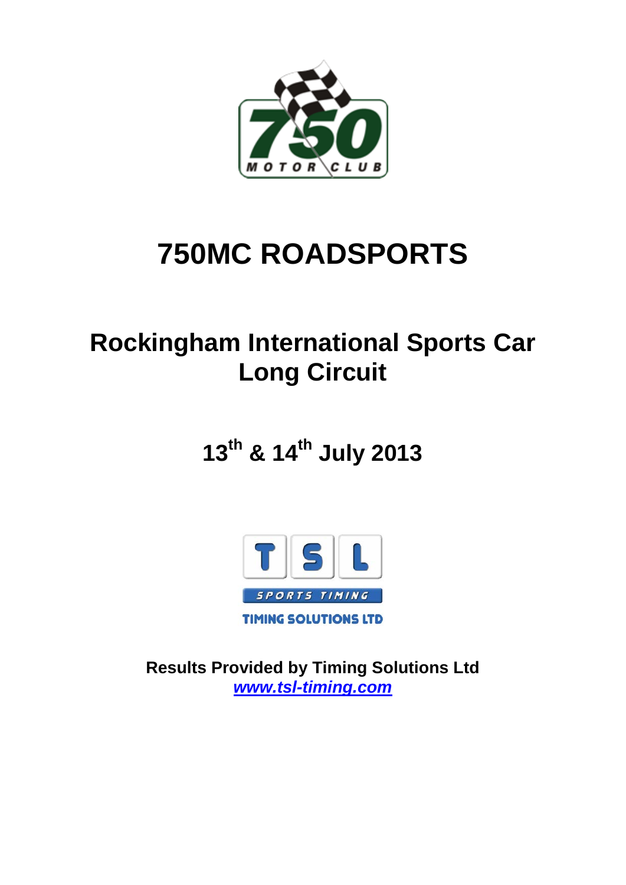# 750MC ROADSPORTS

## Rockingham International Sports Car Long Circuit

## 13th & 14th July 2013

**Results Provided by Timing Solutions Ltd**
***www.tsl-timing.com***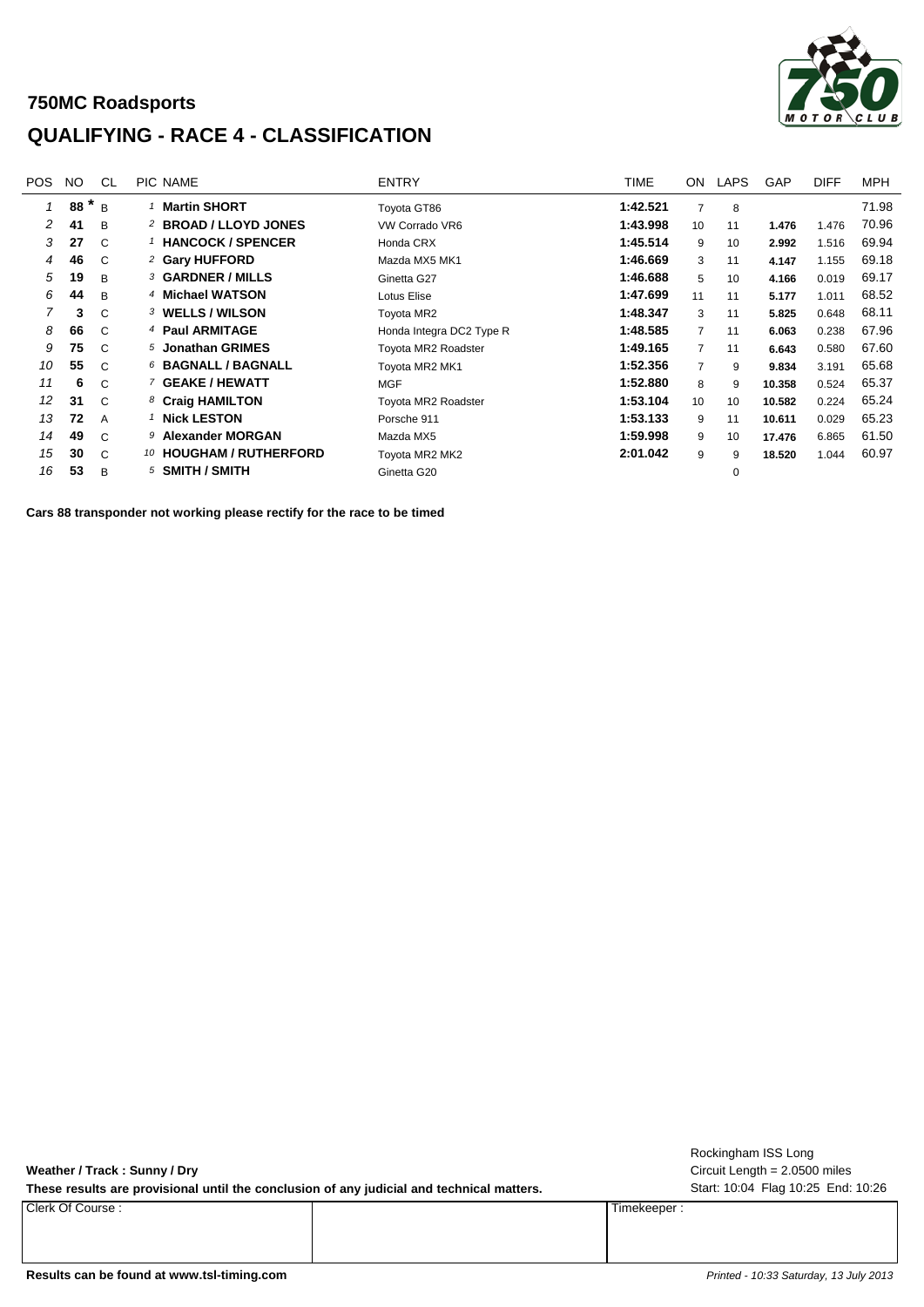# 750MC Roadsports

## QUALIFYING - RACE 4 - CLASSIFICATION

| POS | NO | CL | PIC | NAME | ENTRY | TIME | ON | LAPS | GAP | DIFF | MPH |
|---|---|---|---|---|---|---|---|---|---|---|---|
| 1 | 88 * | B | 1 | **Martin SHORT** | Toyota GT86 | **1:42.521** | 7 | 8 | | | 71.98 |
| 2 | 41 | B | 2 | **BROAD / LLOYD JONES** | VW Corrado VR6 | **1:43.998** | 10 | 11 | **1.476** | 1.476 | 70.96 |
| 3 | 27 | C | 1 | **HANCOCK / SPENCER** | Honda CRX | **1:45.514** | 9 | 10 | **2.992** | 1.516 | 69.94 |
| 4 | 46 | C | 2 | **Gary HUFFORD** | Mazda MX5 MK1 | **1:46.669** | 3 | 11 | **4.147** | 1.155 | 69.18 |
| 5 | 19 | B | 3 | **GARDNER / MILLS** | Ginetta G27 | **1:46.688** | 5 | 10 | **4.166** | 0.019 | 69.17 |
| 6 | 44 | B | 4 | **Michael WATSON** | Lotus Elise | **1:47.699** | 11 | 11 | **5.177** | 1.011 | 68.52 |
| 7 | 3 | C | 3 | **WELLS / WILSON** | Toyota MR2 | **1:48.347** | 3 | 11 | **5.825** | 0.648 | 68.11 |
| 8 | 66 | C | 4 | **Paul ARMITAGE** | Honda Integra DC2 Type R | **1:48.585** | 7 | 11 | **6.063** | 0.238 | 67.96 |
| 9 | 75 | C | 5 | **Jonathan GRIMES** | Toyota MR2 Roadster | **1:49.165** | 7 | 11 | **6.643** | 0.580 | 67.60 |
| 10 | 55 | C | 6 | **BAGNALL / BAGNALL** | Toyota MR2 MK1 | **1:52.356** | 7 | 9 | **9.834** | 3.191 | 65.68 |
| 11 | 6 | C | 7 | **GEAKE / HEWATT** | MGF | **1:52.880** | 8 | 9 | **10.358** | 0.524 | 65.37 |
| 12 | 31 | C | 8 | **Craig HAMILTON** | Toyota MR2 Roadster | **1:53.104** | 10 | 10 | **10.582** | 0.224 | 65.24 |
| 13 | 72 | A | 1 | **Nick LESTON** | Porsche 911 | **1:53.133** | 9 | 11 | **10.611** | 0.029 | 65.23 |
| 14 | 49 | C | 9 | **Alexander MORGAN** | Mazda MX5 | **1:59.998** | 9 | 10 | **17.476** | 6.865 | 61.50 |
| 15 | 30 | C | 10 | **HOUGHAM / RUTHERFORD** | Toyota MR2 MK2 | **2:01.042** | 9 | 9 | **18.520** | 1.044 | 60.97 |
| 16 | 53 | B | 5 | **SMITH / SMITH** | Ginetta G20 | | | 0 | | | |

**Cars 88 transponder not working please rectify for the race to be timed**

**Weather / Track : Sunny / Dry**

**These results are provisional until the conclusion of any judicial and technical matters.**

Rockingham ISS Long
Circuit Length = 2.0500 miles
Start: 10:04 Flag 10:25 End: 10:26

| Clerk Of Course : | | Timekeeper : |
|---|---|---|
| | | |

**Results can be found at www.tsl-timing.com**

*Printed - 10:33 Saturday, 13 July 2013*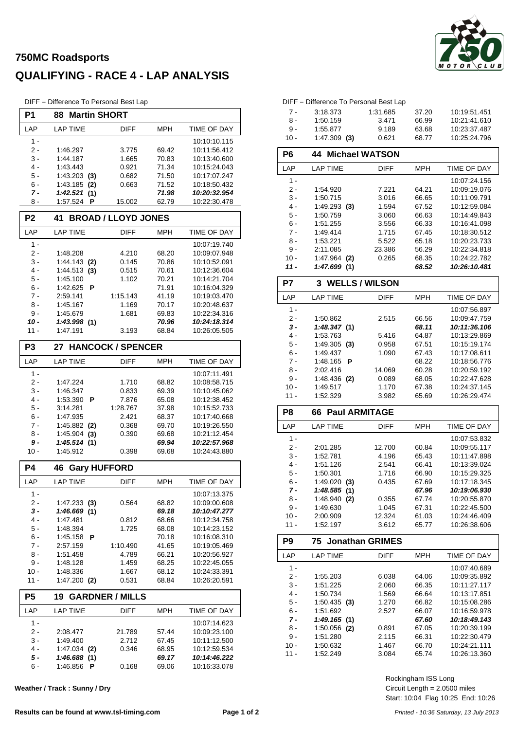# 750MC Roadsports

## QUALIFYING - RACE 4 - LAP ANALYSIS

DIFF = Difference To Personal Best Lap

### P1 88 Martin SHORT

| LAP | LAP TIME | DIFF | MPH | TIME OF DAY |
|---|---|---|---|---|
| 1 - | | | | 10:10:10.115 |
| 2 - | 1:46.297 | 3.775 | 69.42 | 10:11:56.412 |
| 3 - | 1:44.187 | 1.665 | 70.83 | 10:13:40.600 |
| 4 - | 1:43.443 | 0.921 | 71.34 | 10:15:24.043 |
| 5 - | 1:43.203 **(3)** | 0.682 | 71.50 | 10:17:07.247 |
| 6 - | 1:43.185 **(2)** | 0.663 | 71.52 | 10:18:50.432 |
| ***7 -*** | ***1:42.521 (1)*** | | ***71.98*** | ***10:20:32.954*** |
| 8 - | 1:57.524 **P** | 15.002 | 62.79 | 10:22:30.478 |

### P2 41 BROAD / LLOYD JONES

| LAP | LAP TIME | DIFF | MPH | TIME OF DAY |
|---|---|---|---|---|
| 1 - | | | | 10:07:19.740 |
| 2 - | 1:48.208 | 4.210 | 68.20 | 10:09:07.948 |
| 3 - | 1:44.143 **(2)** | 0.145 | 70.86 | 10:10:52.091 |
| 4 - | 1:44.513 **(3)** | 0.515 | 70.61 | 10:12:36.604 |
| 5 - | 1:45.100 | 1.102 | 70.21 | 10:14:21.704 |
| 6 - | 1:42.625 **P** | | 71.91 | 10:16:04.329 |
| 7 - | 2:59.141 | 1:15.143 | 41.19 | 10:19:03.470 |
| 8 - | 1:45.167 | 1.169 | 70.17 | 10:20:48.637 |
| 9 - | 1:45.679 | 1.681 | 69.83 | 10:22:34.316 |
| ***10 -*** | ***1:43.998 (1)*** | | ***70.96*** | ***10:24:18.314*** |
| 11 - | 1:47.191 | 3.193 | 68.84 | 10:26:05.505 |

### P3 27 HANCOCK / SPENCER

| LAP | LAP TIME | DIFF | MPH | TIME OF DAY |
|---|---|---|---|---|
| 1 - | | | | 10:07:11.491 |
| 2 - | 1:47.224 | 1.710 | 68.82 | 10:08:58.715 |
| 3 - | 1:46.347 | 0.833 | 69.39 | 10:10:45.062 |
| 4 - | 1:53.390 **P** | 7.876 | 65.08 | 10:12:38.452 |
| 5 - | 3:14.281 | 1:28.767 | 37.98 | 10:15:52.733 |
| 6 - | 1:47.935 | 2.421 | 68.37 | 10:17:40.668 |
| 7 - | 1:45.882 **(2)** | 0.368 | 69.70 | 10:19:26.550 |
| 8 - | 1:45.904 **(3)** | 0.390 | 69.68 | 10:21:12.454 |
| ***9 -*** | ***1:45.514 (1)*** | | ***69.94*** | ***10:22:57.968*** |
| 10 - | 1:45.912 | 0.398 | 69.68 | 10:24:43.880 |

### P4 46 Gary HUFFORD

| LAP | LAP TIME | DIFF | MPH | TIME OF DAY |
|---|---|---|---|---|
| 1 - | | | | 10:07:13.375 |
| 2 - | 1:47.233 **(3)** | 0.564 | 68.82 | 10:09:00.608 |
| ***3 -*** | ***1:46.669 (1)*** | | ***69.18*** | ***10:10:47.277*** |
| 4 - | 1:47.481 | 0.812 | 68.66 | 10:12:34.758 |
| 5 - | 1:48.394 | 1.725 | 68.08 | 10:14:23.152 |
| 6 - | 1:45.158 **P** | | 70.18 | 10:16:08.310 |
| 7 - | 2:57.159 | 1:10.490 | 41.65 | 10:19:05.469 |
| 8 - | 1:51.458 | 4.789 | 66.21 | 10:20:56.927 |
| 9 - | 1:48.128 | 1.459 | 68.25 | 10:22:45.055 |
| 10 - | 1:48.336 | 1.667 | 68.12 | 10:24:33.391 |
| 11 - | 1:47.200 **(2)** | 0.531 | 68.84 | 10:26:20.591 |

### P5 19 GARDNER / MILLS

| LAP | LAP TIME | DIFF | MPH | TIME OF DAY |
|---|---|---|---|---|
| 1 - | | | | 10:07:14.623 |
| 2 - | 2:08.477 | 21.789 | 57.44 | 10:09:23.100 |
| 3 - | 1:49.400 | 2.712 | 67.45 | 10:11:12.500 |
| 4 - | 1:47.034 **(2)** | 0.346 | 68.95 | 10:12:59.534 |
| ***5 -*** | ***1:46.688 (1)*** | | ***69.17*** | ***10:14:46.222*** |
| 6 - | 1:46.856 **P** | 0.168 | 69.06 | 10:16:33.078 |
| 7 - | 3:18.373 | 1:31.685 | 37.20 | 10:19:51.451 |
| 8 - | 1:50.159 | 3.471 | 66.99 | 10:21:41.610 |
| 9 - | 1:55.877 | 9.189 | 63.68 | 10:23:37.487 |
| 10 - | 1:47.309 **(3)** | 0.621 | 68.77 | 10:25:24.796 |

### P6 44 Michael WATSON

| LAP | LAP TIME | DIFF | MPH | TIME OF DAY |
|---|---|---|---|---|
| 1 - | | | | 10:07:24.156 |
| 2 - | 1:54.920 | 7.221 | 64.21 | 10:09:19.076 |
| 3 - | 1:50.715 | 3.016 | 66.65 | 10:11:09.791 |
| 4 - | 1:49.293 **(3)** | 1.594 | 67.52 | 10:12:59.084 |
| 5 - | 1:50.759 | 3.060 | 66.63 | 10:14:49.843 |
| 6 - | 1:51.255 | 3.556 | 66.33 | 10:16:41.098 |
| 7 - | 1:49.414 | 1.715 | 67.45 | 10:18:30.512 |
| 8 - | 1:53.221 | 5.522 | 65.18 | 10:20:23.733 |
| 9 - | 2:11.085 | 23.386 | 56.29 | 10:22:34.818 |
| 10 - | 1:47.964 **(2)** | 0.265 | 68.35 | 10:24:22.782 |
| ***11 -*** | ***1:47.699 (1)*** | | ***68.52*** | ***10:26:10.481*** |

### P7 3 WELLS / WILSON

| LAP | LAP TIME | DIFF | MPH | TIME OF DAY |
|---|---|---|---|---|
| 1 - | | | | 10:07:56.897 |
| 2 - | 1:50.862 | 2.515 | 66.56 | 10:09:47.759 |
| ***3 -*** | ***1:48.347 (1)*** | | ***68.11*** | ***10:11:36.106*** |
| 4 - | 1:53.763 | 5.416 | 64.87 | 10:13:29.869 |
| 5 - | 1:49.305 **(3)** | 0.958 | 67.51 | 10:15:19.174 |
| 6 - | 1:49.437 | 1.090 | 67.43 | 10:17:08.611 |
| 7 - | 1:48.165 **P** | | 68.22 | 10:18:56.776 |
| 8 - | 2:02.416 | 14.069 | 60.28 | 10:20:59.192 |
| 9 - | 1:48.436 **(2)** | 0.089 | 68.05 | 10:22:47.628 |
| 10 - | 1:49.517 | 1.170 | 67.38 | 10:24:37.145 |
| 11 - | 1:52.329 | 3.982 | 65.69 | 10:26:29.474 |

### P8 66 Paul ARMITAGE

| LAP | LAP TIME | DIFF | MPH | TIME OF DAY |
|---|---|---|---|---|
| 1 - | | | | 10:07:53.832 |
| 2 - | 2:01.285 | 12.700 | 60.84 | 10:09:55.117 |
| 3 - | 1:52.781 | 4.196 | 65.43 | 10:11:47.898 |
| 4 - | 1:51.126 | 2.541 | 66.41 | 10:13:39.024 |
| 5 - | 1:50.301 | 1.716 | 66.90 | 10:15:29.325 |
| 6 - | 1:49.020 **(3)** | 0.435 | 67.69 | 10:17:18.345 |
| ***7 -*** | ***1:48.585 (1)*** | | ***67.96*** | ***10:19:06.930*** |
| 8 - | 1:48.940 **(2)** | 0.355 | 67.74 | 10:20:55.870 |
| 9 - | 1:49.630 | 1.045 | 67.31 | 10:22:45.500 |
| 10 - | 2:00.909 | 12.324 | 61.03 | 10:24:46.409 |
| 11 - | 1:52.197 | 3.612 | 65.77 | 10:26:38.606 |

### P9 75 Jonathan GRIMES

| LAP | LAP TIME | DIFF | MPH | TIME OF DAY |
|---|---|---|---|---|
| 1 - | | | | 10:07:40.689 |
| 2 - | 1:55.203 | 6.038 | 64.06 | 10:09:35.892 |
| 3 - | 1:51.225 | 2.060 | 66.35 | 10:11:27.117 |
| 4 - | 1:50.734 | 1.569 | 66.64 | 10:13:17.851 |
| 5 - | 1:50.435 **(3)** | 1.270 | 66.82 | 10:15:08.286 |
| 6 - | 1:51.692 | 2.527 | 66.07 | 10:16:59.978 |
| ***7 -*** | ***1:49.165 (1)*** | | ***67.60*** | ***10:18:49.143*** |
| 8 - | 1:50.056 **(2)** | 0.891 | 67.05 | 10:20:39.199 |
| 9 - | 1:51.280 | 2.115 | 66.31 | 10:22:30.479 |
| 10 - | 1:50.632 | 1.467 | 66.70 | 10:24:21.111 |
| 11 - | 1:52.249 | 3.084 | 65.74 | 10:26:13.360 |

**Weather / Track : Sunny / Dry**

Rockingham ISS Long
Circuit Length = 2.0500 miles
Start: 10:04 Flag 10:25 End: 10:26

**Results can be found at www.tsl-timing.com**

*Printed - 10:36 Saturday, 13 July 2013*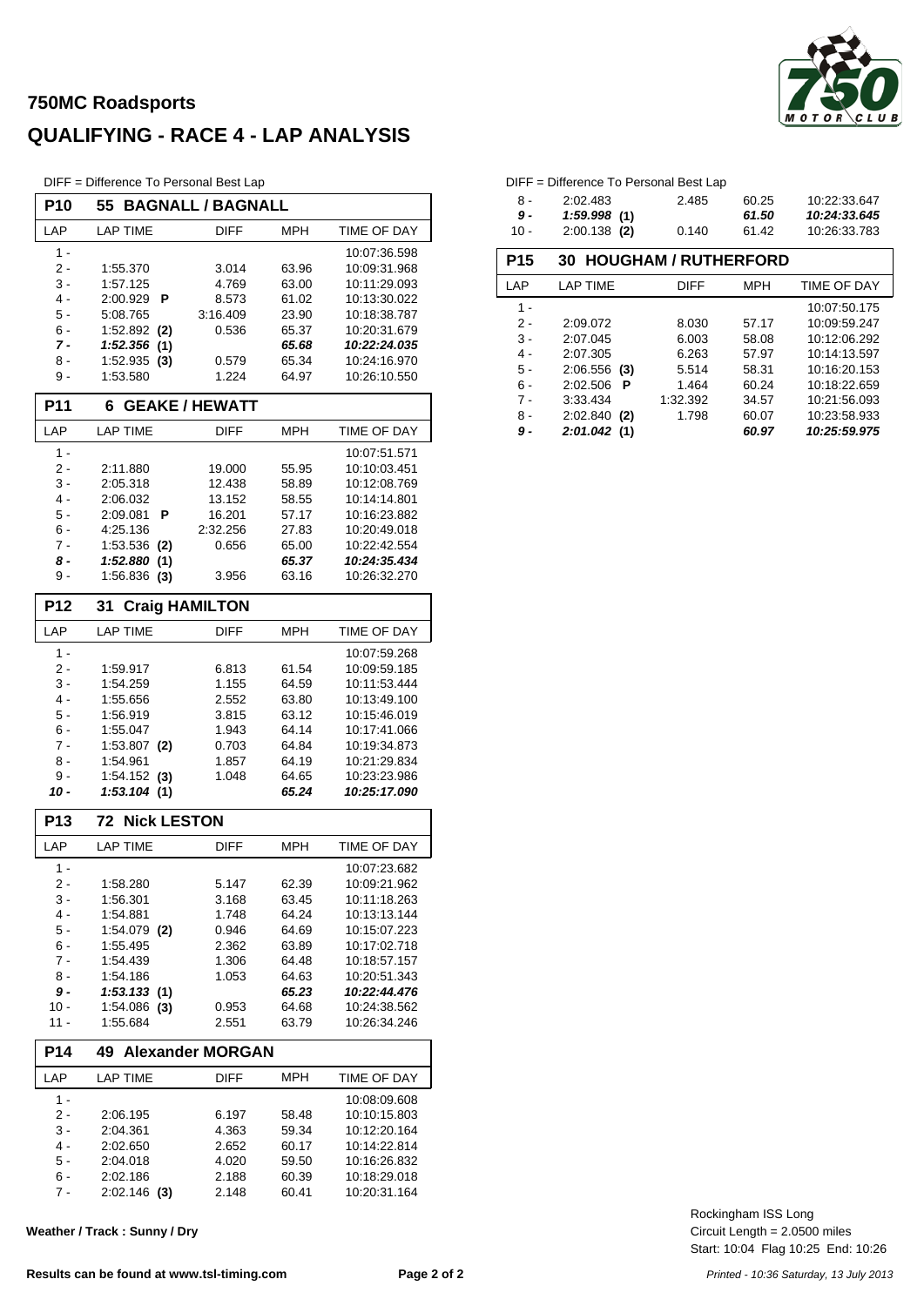## 750MC Roadsports

# QUALIFYING - RACE 4 - LAP ANALYSIS

DIFF = Difference To Personal Best Lap

### P10 — 55 BAGNALL / BAGNALL

| LAP | LAP TIME | DIFF | MPH | TIME OF DAY |
|---|---|---|---|---|
| 1 - | | | | 10:07:36.598 |
| 2 - | 1:55.370 | 3.014 | 63.96 | 10:09:31.968 |
| 3 - | 1:57.125 | 4.769 | 63.00 | 10:11:29.093 |
| 4 - | 2:00.929 **P** | 8.573 | 61.02 | 10:13:30.022 |
| 5 - | 5:08.765 | 3:16.409 | 23.90 | 10:18:38.787 |
| 6 - | 1:52.892 **(2)** | 0.536 | 65.37 | 10:20:31.679 |
| ***7 -*** | ***1:52.356 (1)*** | | ***65.68*** | ***10:22:24.035*** |
| 8 - | 1:52.935 **(3)** | 0.579 | 65.34 | 10:24:16.970 |
| 9 - | 1:53.580 | 1.224 | 64.97 | 10:26:10.550 |

### P11 — 6 GEAKE / HEWATT

| LAP | LAP TIME | DIFF | MPH | TIME OF DAY |
|---|---|---|---|---|
| 1 - | | | | 10:07:51.571 |
| 2 - | 2:11.880 | 19.000 | 55.95 | 10:10:03.451 |
| 3 - | 2:05.318 | 12.438 | 58.89 | 10:12:08.769 |
| 4 - | 2:06.032 | 13.152 | 58.55 | 10:14:14.801 |
| 5 - | 2:09.081 **P** | 16.201 | 57.17 | 10:16:23.882 |
| 6 - | 4:25.136 | 2:32.256 | 27.83 | 10:20:49.018 |
| 7 - | 1:53.536 **(2)** | 0.656 | 65.00 | 10:22:42.554 |
| ***8 -*** | ***1:52.880 (1)*** | | ***65.37*** | ***10:24:35.434*** |
| 9 - | 1:56.836 **(3)** | 3.956 | 63.16 | 10:26:32.270 |

### P12 — 31 Craig HAMILTON

| LAP | LAP TIME | DIFF | MPH | TIME OF DAY |
|---|---|---|---|---|
| 1 - | | | | 10:07:59.268 |
| 2 - | 1:59.917 | 6.813 | 61.54 | 10:09:59.185 |
| 3 - | 1:54.259 | 1.155 | 64.59 | 10:11:53.444 |
| 4 - | 1:55.656 | 2.552 | 63.80 | 10:13:49.100 |
| 5 - | 1:56.919 | 3.815 | 63.12 | 10:15:46.019 |
| 6 - | 1:55.047 | 1.943 | 64.14 | 10:17:41.066 |
| 7 - | 1:53.807 **(2)** | 0.703 | 64.84 | 10:19:34.873 |
| 8 - | 1:54.961 | 1.857 | 64.19 | 10:21:29.834 |
| 9 - | 1:54.152 **(3)** | 1.048 | 64.65 | 10:23:23.986 |
| ***10 -*** | ***1:53.104 (1)*** | | ***65.24*** | ***10:25:17.090*** |

### P13 — 72 Nick LESTON

| LAP | LAP TIME | DIFF | MPH | TIME OF DAY |
|---|---|---|---|---|
| 1 - | | | | 10:07:23.682 |
| 2 - | 1:58.280 | 5.147 | 62.39 | 10:09:21.962 |
| 3 - | 1:56.301 | 3.168 | 63.45 | 10:11:18.263 |
| 4 - | 1:54.881 | 1.748 | 64.24 | 10:13:13.144 |
| 5 - | 1:54.079 **(2)** | 0.946 | 64.69 | 10:15:07.223 |
| 6 - | 1:55.495 | 2.362 | 63.89 | 10:17:02.718 |
| 7 - | 1:54.439 | 1.306 | 64.48 | 10:18:57.157 |
| 8 - | 1:54.186 | 1.053 | 64.63 | 10:20:51.343 |
| ***9 -*** | ***1:53.133 (1)*** | | ***65.23*** | ***10:22:44.476*** |
| 10 - | 1:54.086 **(3)** | 0.953 | 64.68 | 10:24:38.562 |
| 11 - | 1:55.684 | 2.551 | 63.79 | 10:26:34.246 |

### P14 — 49 Alexander MORGAN

| LAP | LAP TIME | DIFF | MPH | TIME OF DAY |
|---|---|---|---|---|
| 1 - | | | | 10:08:09.608 |
| 2 - | 2:06.195 | 6.197 | 58.48 | 10:10:15.803 |
| 3 - | 2:04.361 | 4.363 | 59.34 | 10:12:20.164 |
| 4 - | 2:02.650 | 2.652 | 60.17 | 10:14:22.814 |
| 5 - | 2:04.018 | 4.020 | 59.50 | 10:16:26.832 |
| 6 - | 2:02.186 | 2.188 | 60.39 | 10:18:29.018 |
| 7 - | 2:02.146 **(3)** | 2.148 | 60.41 | 10:20:31.164 |
| 8 - | 2:02.483 | 2.485 | 60.25 | 10:22:33.647 |
| ***9 -*** | ***1:59.998 (1)*** | | ***61.50*** | ***10:24:33.645*** |
| 10 - | 2:00.138 **(2)** | 0.140 | 61.42 | 10:26:33.783 |

### P15 — 30 HOUGHAM / RUTHERFORD

| LAP | LAP TIME | DIFF | MPH | TIME OF DAY |
|---|---|---|---|---|
| 1 - | | | | 10:07:50.175 |
| 2 - | 2:09.072 | 8.030 | 57.17 | 10:09:59.247 |
| 3 - | 2:07.045 | 6.003 | 58.08 | 10:12:06.292 |
| 4 - | 2:07.305 | 6.263 | 57.97 | 10:14:13.597 |
| 5 - | 2:06.556 **(3)** | 5.514 | 58.31 | 10:16:20.153 |
| 6 - | 2:02.506 **P** | 1.464 | 60.24 | 10:18:22.659 |
| 7 - | 3:33.434 | 1:32.392 | 34.57 | 10:21:56.093 |
| 8 - | 2:02.840 **(2)** | 1.798 | 60.07 | 10:23:58.933 |
| ***9 -*** | ***2:01.042 (1)*** | | ***60.97*** | ***10:25:59.975*** |

**Weather / Track : Sunny / Dry**

Rockingham ISS Long
Circuit Length = 2.0500 miles
Start: 10:04 Flag 10:25 End: 10:26

**Results can be found at www.tsl-timing.com**

*Printed - 10:36 Saturday, 13 July 2013*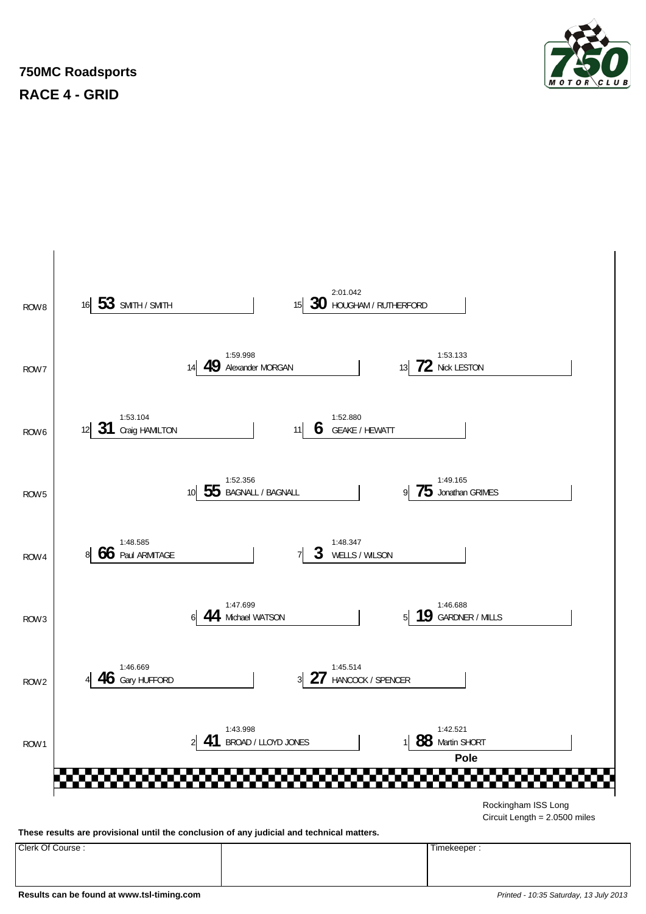# 750MC Roadsports

## RACE 4 - GRID

| Row | Pos | No. | Driver | Time |
|---|---|---|---|---|
| ROW8 | 16 | 53 | SMITH / SMITH | |
| ROW8 | 15 | 30 | HOUGHAM / RUTHERFORD | 2:01.042 |
| ROW7 | 14 | 49 | Alexander MORGAN | 1:59.998 |
| ROW7 | 13 | 72 | Nick LESTON | 1:53.133 |
| ROW6 | 12 | 31 | Craig HAMILTON | 1:53.104 |
| ROW6 | 11 | 6 | GEAKE / HEWATT | 1:52.880 |
| ROW5 | 10 | 55 | BAGNALL / BAGNALL | 1:52.356 |
| ROW5 | 9 | 75 | Jonathan GRIMES | 1:49.165 |
| ROW4 | 8 | 66 | Paul ARMITAGE | 1:48.585 |
| ROW4 | 7 | 3 | WELLS / WILSON | 1:48.347 |
| ROW3 | 6 | 44 | Michael WATSON | 1:47.699 |
| ROW3 | 5 | 19 | GARDNER / MILLS | 1:46.688 |
| ROW2 | 4 | 46 | Gary HUFFORD | 1:46.669 |
| ROW2 | 3 | 27 | HANCOCK / SPENCER | 1:45.514 |
| ROW1 | 2 | 41 | BROAD / LLOYD JONES | 1:43.998 |
| ROW1 | 1 | 88 | Martin SHORT (Pole) | 1:42.521 |

Rockingham ISS Long
Circuit Length = 2.0500 miles

**These results are provisional until the conclusion of any judicial and technical matters.**

| Clerk Of Course : | | Timekeeper : |
|---|---|---|
| | | |

**Results can be found at www.tsl-timing.com**

*Printed - 10:35 Saturday, 13 July 2013*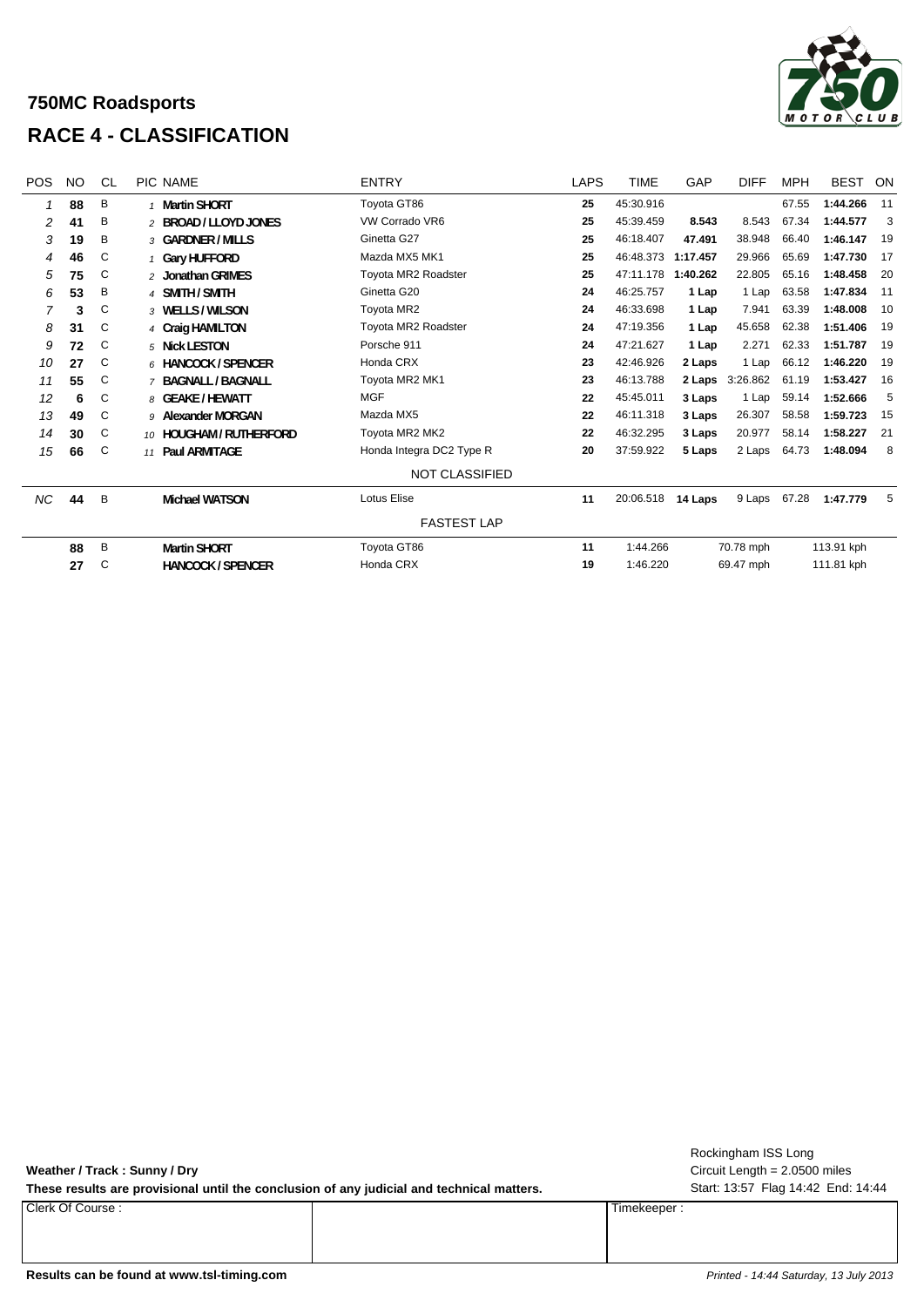# 750MC Roadsports

## RACE 4 - CLASSIFICATION

| POS | NO | CL | PIC | NAME | ENTRY | LAPS | TIME | GAP | DIFF | MPH | BEST | ON |
|---|---|---|---|---|---|---|---|---|---|---|---|---|
| 1 | 88 | B | 1 | Martin SHORT | Toyota GT86 | 25 | 45:30.916 | | | 67.55 | 1:44.266 | 11 |
| 2 | 41 | B | 2 | BROAD / LLOYD JONES | VW Corrado VR6 | 25 | 45:39.459 | 8.543 | 8.543 | 67.34 | 1:44.577 | 3 |
| 3 | 19 | B | 3 | GARDNER / MILLS | Ginetta G27 | 25 | 46:18.407 | 47.491 | 38.948 | 66.40 | 1:46.147 | 19 |
| 4 | 46 | C | 1 | Gary HUFFORD | Mazda MX5 MK1 | 25 | 46:48.373 | 1:17.457 | 29.966 | 65.69 | 1:47.730 | 17 |
| 5 | 75 | C | 2 | Jonathan GRIMES | Toyota MR2 Roadster | 25 | 47:11.178 | 1:40.262 | 22.805 | 65.16 | 1:48.458 | 20 |
| 6 | 53 | B | 4 | SMITH / SMITH | Ginetta G20 | 24 | 46:25.757 | 1 Lap | 1 Lap | 63.58 | 1:47.834 | 11 |
| 7 | 3 | C | 3 | WELLS / WILSON | Toyota MR2 | 24 | 46:33.698 | 1 Lap | 7.941 | 63.39 | 1:48.008 | 10 |
| 8 | 31 | C | 4 | Craig HAMILTON | Toyota MR2 Roadster | 24 | 47:19.356 | 1 Lap | 45.658 | 62.38 | 1:51.406 | 19 |
| 9 | 72 | C | 5 | Nick LESTON | Porsche 911 | 24 | 47:21.627 | 1 Lap | 2.271 | 62.33 | 1:51.787 | 19 |
| 10 | 27 | C | 6 | HANCOCK / SPENCER | Honda CRX | 23 | 42:46.926 | 2 Laps | 1 Lap | 66.12 | 1:46.220 | 19 |
| 11 | 55 | C | 7 | BAGNALL / BAGNALL | Toyota MR2 MK1 | 23 | 46:13.788 | 2 Laps | 3:26.862 | 61.19 | 1:53.427 | 16 |
| 12 | 6 | C | 8 | GEAKE / HEWATT | MGF | 22 | 45:45.011 | 3 Laps | 1 Lap | 59.14 | 1:52.666 | 5 |
| 13 | 49 | C | 9 | Alexander MORGAN | Mazda MX5 | 22 | 46:11.318 | 3 Laps | 26.307 | 58.58 | 1:59.723 | 15 |
| 14 | 30 | C | 10 | HOUGHAM / RUTHERFORD | Toyota MR2 MK2 | 22 | 46:32.295 | 3 Laps | 20.977 | 58.14 | 1:58.227 | 21 |
| 15 | 66 | C | 11 | Paul ARMITAGE | Honda Integra DC2 Type R | 20 | 37:59.922 | 5 Laps | 2 Laps | 64.73 | 1:48.094 | 8 |
| | | | | | NOT CLASSIFIED | | | | | | | |
| NC | 44 | B | | Michael WATSON | Lotus Elise | 11 | 20:06.518 | 14 Laps | 9 Laps | 67.28 | 1:47.779 | 5 |

**FASTEST LAP**

| NO | CL | NAME | ENTRY | LAP | TIME | MPH | KPH |
|---|---|---|---|---|---|---|---|
| 88 | B | Martin SHORT | Toyota GT86 | 11 | 1:44.266 | 70.78 mph | 113.91 kph |
| 27 | C | HANCOCK / SPENCER | Honda CRX | 19 | 1:46.220 | 69.47 mph | 111.81 kph |

**Weather / Track : Sunny / Dry**

**These results are provisional until the conclusion of any judicial and technical matters.**

Rockingham ISS Long
Circuit Length = 2.0500 miles
Start: 13:57 Flag 14:42 End: 14:44

| Clerk Of Course : | | Timekeeper : |
|---|---|---|
| | | |

**Results can be found at www.tsl-timing.com**

*Printed - 14:44 Saturday, 13 July 2013*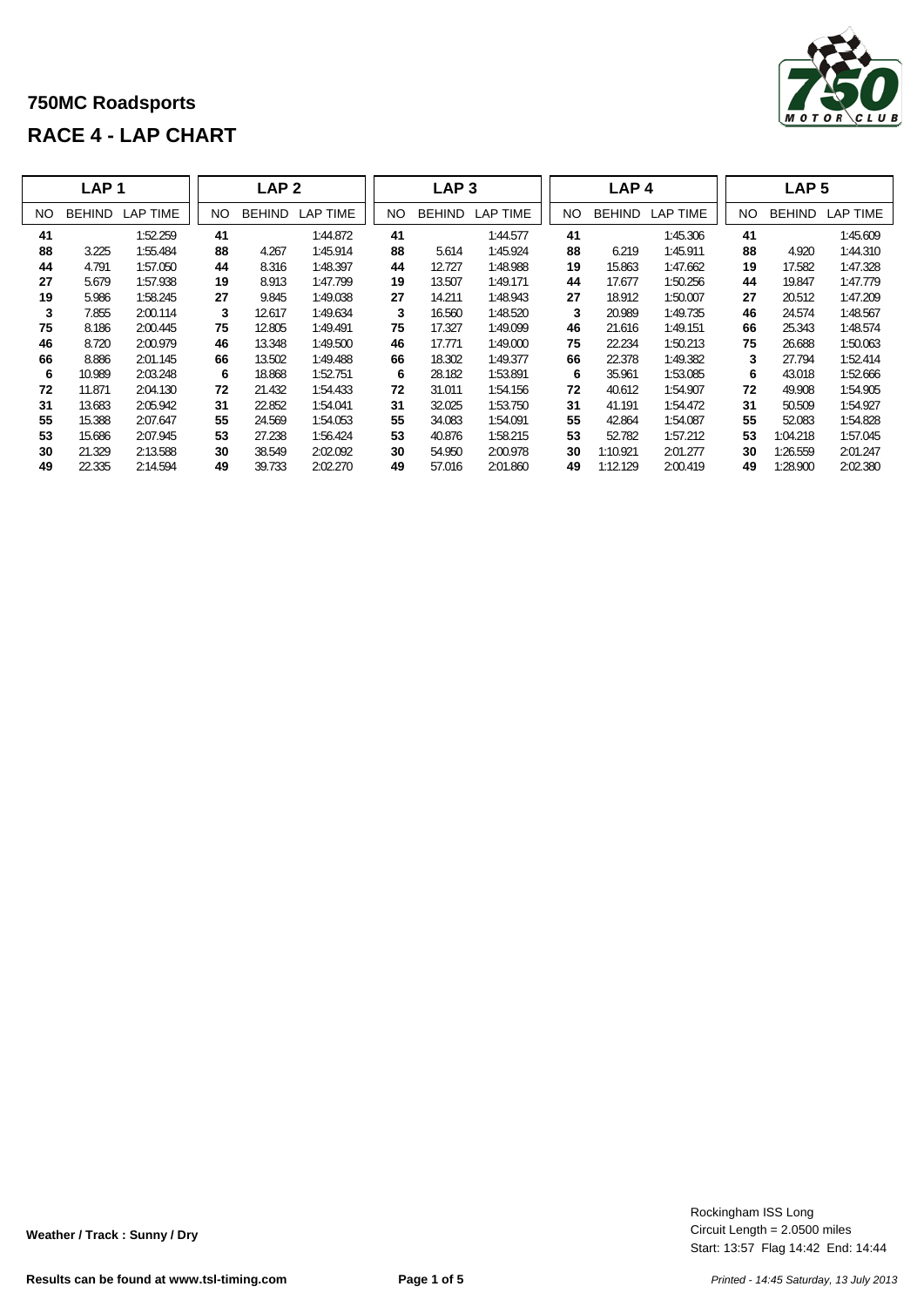## 750MC Roadsports

## RACE 4 - LAP CHART

| LAP 1 | | | LAP 2 | | | LAP 3 | | | LAP 4 | | | LAP 5 | | |
|---|---|---|---|---|---|---|---|---|---|---|---|---|---|---|
| NO | BEHIND | LAP TIME | NO | BEHIND | LAP TIME | NO | BEHIND | LAP TIME | NO | BEHIND | LAP TIME | NO | BEHIND | LAP TIME |
| **41** | | 1:52.259 | **41** | | 1:44.872 | **41** | | 1:44.577 | **41** | | 1:45.306 | **41** | | 1:45.609 |
| **88** | 3.225 | 1:55.484 | **88** | 4.267 | 1:45.914 | **88** | 5.614 | 1:45.924 | **88** | 6.219 | 1:45.911 | **88** | 4.920 | 1:44.310 |
| **44** | 4.791 | 1:57.050 | **44** | 8.316 | 1:48.397 | **44** | 12.727 | 1:48.988 | **19** | 15.863 | 1:47.662 | **19** | 17.582 | 1:47.328 |
| **27** | 5.679 | 1:57.938 | **19** | 8.913 | 1:47.799 | **19** | 13.507 | 1:49.171 | **44** | 17.677 | 1:50.256 | **44** | 19.847 | 1:47.779 |
| **19** | 5.986 | 1:58.245 | **27** | 9.845 | 1:49.038 | **27** | 14.211 | 1:48.943 | **27** | 18.912 | 1:50.007 | **27** | 20.512 | 1:47.209 |
| **3** | 7.855 | 2:00.114 | **3** | 12.617 | 1:49.634 | **3** | 16.560 | 1:48.520 | **3** | 20.989 | 1:49.735 | **46** | 24.574 | 1:48.567 |
| **75** | 8.186 | 2:00.445 | **75** | 12.805 | 1:49.491 | **75** | 17.327 | 1:49.099 | **46** | 21.616 | 1:49.151 | **66** | 25.343 | 1:48.574 |
| **46** | 8.720 | 2:00.979 | **46** | 13.348 | 1:49.500 | **46** | 17.771 | 1:49.000 | **75** | 22.234 | 1:50.213 | **75** | 26.688 | 1:50.063 |
| **66** | 8.886 | 2:01.145 | **66** | 13.502 | 1:49.488 | **66** | 18.302 | 1:49.377 | **66** | 22.378 | 1:49.382 | **3** | 27.794 | 1:52.414 |
| **6** | 10.989 | 2:03.248 | **6** | 18.868 | 1:52.751 | **6** | 28.182 | 1:53.891 | **6** | 35.961 | 1:53.085 | **6** | 43.018 | 1:52.666 |
| **72** | 11.871 | 2:04.130 | **72** | 21.432 | 1:54.433 | **72** | 31.011 | 1:54.156 | **72** | 40.612 | 1:54.907 | **72** | 49.908 | 1:54.905 |
| **31** | 13.683 | 2:05.942 | **31** | 22.852 | 1:54.041 | **31** | 32.025 | 1:53.750 | **31** | 41.191 | 1:54.472 | **31** | 50.509 | 1:54.927 |
| **55** | 15.388 | 2:07.647 | **55** | 24.569 | 1:54.053 | **55** | 34.083 | 1:54.091 | **55** | 42.864 | 1:54.087 | **55** | 52.083 | 1:54.828 |
| **53** | 15.686 | 2:07.945 | **53** | 27.238 | 1:56.424 | **53** | 40.876 | 1:58.215 | **53** | 52.782 | 1:57.212 | **53** | 1:04.218 | 1:57.045 |
| **30** | 21.329 | 2:13.588 | **30** | 38.549 | 2:02.092 | **30** | 54.950 | 2:00.978 | **30** | 1:10.921 | 2:01.277 | **30** | 1:26.559 | 2:01.247 |
| **49** | 22.335 | 2:14.594 | **49** | 39.733 | 2:02.270 | **49** | 57.016 | 2:01.860 | **49** | 1:12.129 | 2:00.419 | **49** | 1:28.900 | 2:02.380 |

**Weather / Track : Sunny / Dry**

Rockingham ISS Long
Circuit Length = 2.0500 miles
Start: 13:57 Flag 14:42 End: 14:44

**Results can be found at www.tsl-timing.com**

*Printed - 14:45 Saturday, 13 July 2013*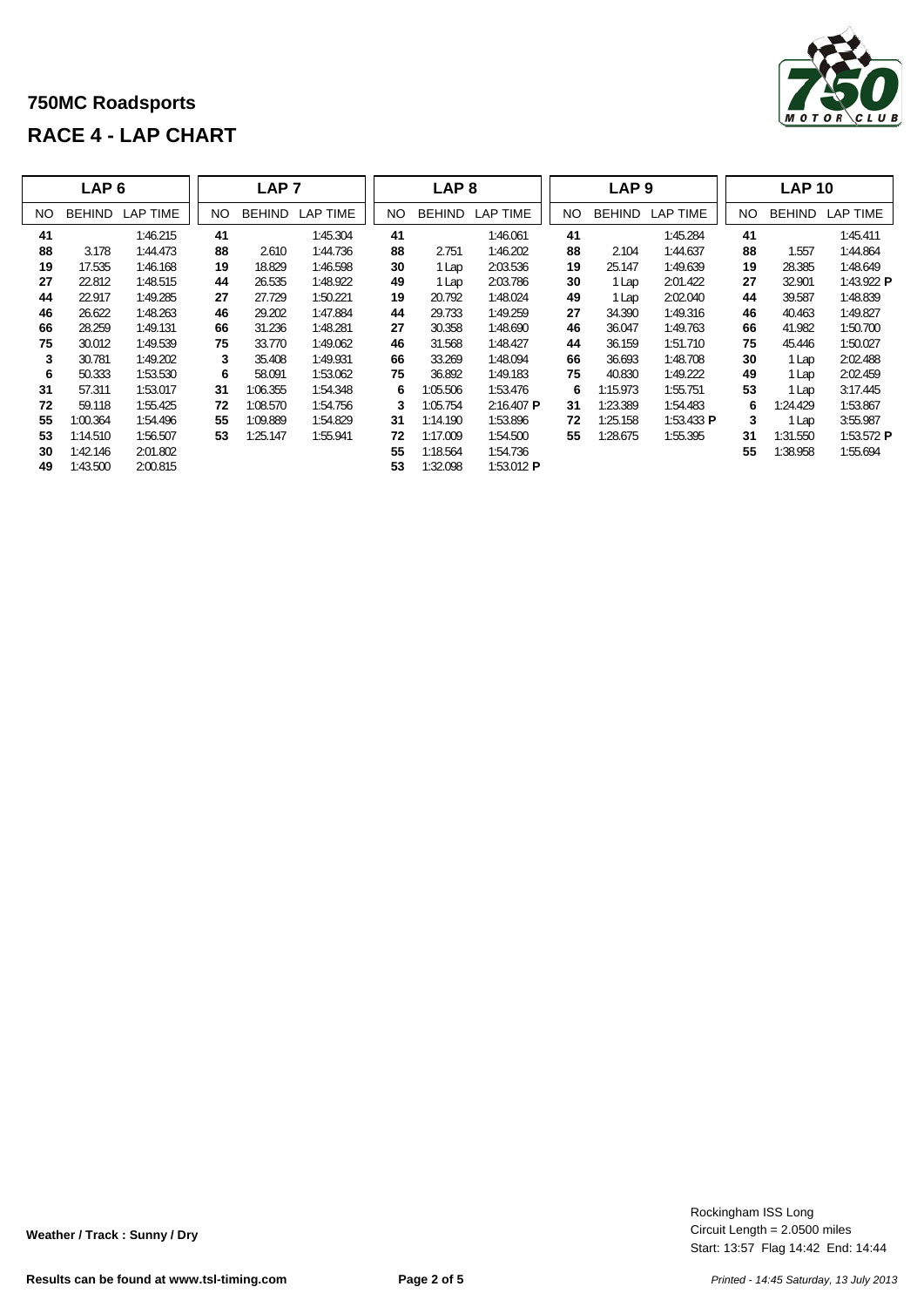## 750MC Roadsports

## RACE 4 - LAP CHART

| LAP 6 | | | LAP 7 | | | LAP 8 | | | LAP 9 | | | LAP 10 | | |
|---|---|---|---|---|---|---|---|---|---|---|---|---|---|---|
| NO | BEHIND | LAP TIME | NO | BEHIND | LAP TIME | NO | BEHIND | LAP TIME | NO | BEHIND | LAP TIME | NO | BEHIND | LAP TIME |
| **41** | | 1:46.215 | **41** | | 1:45.304 | **41** | | 1:46.061 | **41** | | 1:45.284 | **41** | | 1:45.411 |
| **88** | 3.178 | 1:44.473 | **88** | 2.610 | 1:44.736 | **88** | 2.751 | 1:46.202 | **88** | 2.104 | 1:44.637 | **88** | 1.557 | 1:44.864 |
| **19** | 17.535 | 1:46.168 | **19** | 18.829 | 1:46.598 | **30** | 1 Lap | 2:03.536 | **19** | 25.147 | 1:49.639 | **19** | 28.385 | 1:48.649 |
| **27** | 22.812 | 1:48.515 | **44** | 26.535 | 1:48.922 | **49** | 1 Lap | 2:03.786 | **30** | 1 Lap | 2:01.422 | **27** | 32.901 | 1:43.922 **P** |
| **44** | 22.917 | 1:49.285 | **27** | 27.729 | 1:50.221 | **19** | 20.792 | 1:48.024 | **49** | 1 Lap | 2:02.040 | **44** | 39.587 | 1:48.839 |
| **46** | 26.622 | 1:48.263 | **46** | 29.202 | 1:47.884 | **44** | 29.733 | 1:49.259 | **27** | 34.390 | 1:49.316 | **46** | 40.463 | 1:49.827 |
| **66** | 28.259 | 1:49.131 | **66** | 31.236 | 1:48.281 | **27** | 30.358 | 1:48.690 | **46** | 36.047 | 1:49.763 | **66** | 41.982 | 1:50.700 |
| **75** | 30.012 | 1:49.539 | **75** | 33.770 | 1:49.062 | **46** | 31.568 | 1:48.427 | **44** | 36.159 | 1:51.710 | **75** | 45.446 | 1:50.027 |
| **3** | 30.781 | 1:49.202 | **3** | 35.408 | 1:49.931 | **66** | 33.269 | 1:48.094 | **66** | 36.693 | 1:48.708 | **30** | 1 Lap | 2:02.488 |
| **6** | 50.333 | 1:53.530 | **6** | 58.091 | 1:53.062 | **75** | 36.892 | 1:49.183 | **75** | 40.830 | 1:49.222 | **49** | 1 Lap | 2:02.459 |
| **31** | 57.311 | 1:53.017 | **31** | 1:06.355 | 1:54.348 | **6** | 1:05.506 | 1:53.476 | **6** | 1:15.973 | 1:55.751 | **53** | 1 Lap | 3:17.445 |
| **72** | 59.118 | 1:55.425 | **72** | 1:08.570 | 1:54.756 | **3** | 1:05.754 | 2:16.407 **P** | **31** | 1:23.389 | 1:54.483 | **6** | 1:24.429 | 1:53.867 |
| **55** | 1:00.364 | 1:54.496 | **55** | 1:09.889 | 1:54.829 | **31** | 1:14.190 | 1:53.896 | **72** | 1:25.158 | 1:53.433 **P** | **3** | 1 Lap | 3:55.987 |
| **53** | 1:14.510 | 1:56.507 | **53** | 1:25.147 | 1:55.941 | **72** | 1:17.009 | 1:54.500 | **55** | 1:28.675 | 1:55.395 | **31** | 1:31.550 | 1:53.572 **P** |
| **30** | 1:42.146 | 2:01.802 | | | | **55** | 1:18.564 | 1:54.736 | | | | **55** | 1:38.958 | 1:55.694 |
| **49** | 1:43.500 | 2:00.815 | | | | **53** | 1:32.098 | 1:53.012 **P** | | | | | | |

**Weather / Track : Sunny / Dry**

Rockingham ISS Long
Circuit Length = 2.0500 miles
Start: 13:57 Flag 14:42 End: 14:44

**Results can be found at www.tsl-timing.com**

*Printed - 14:45 Saturday, 13 July 2013*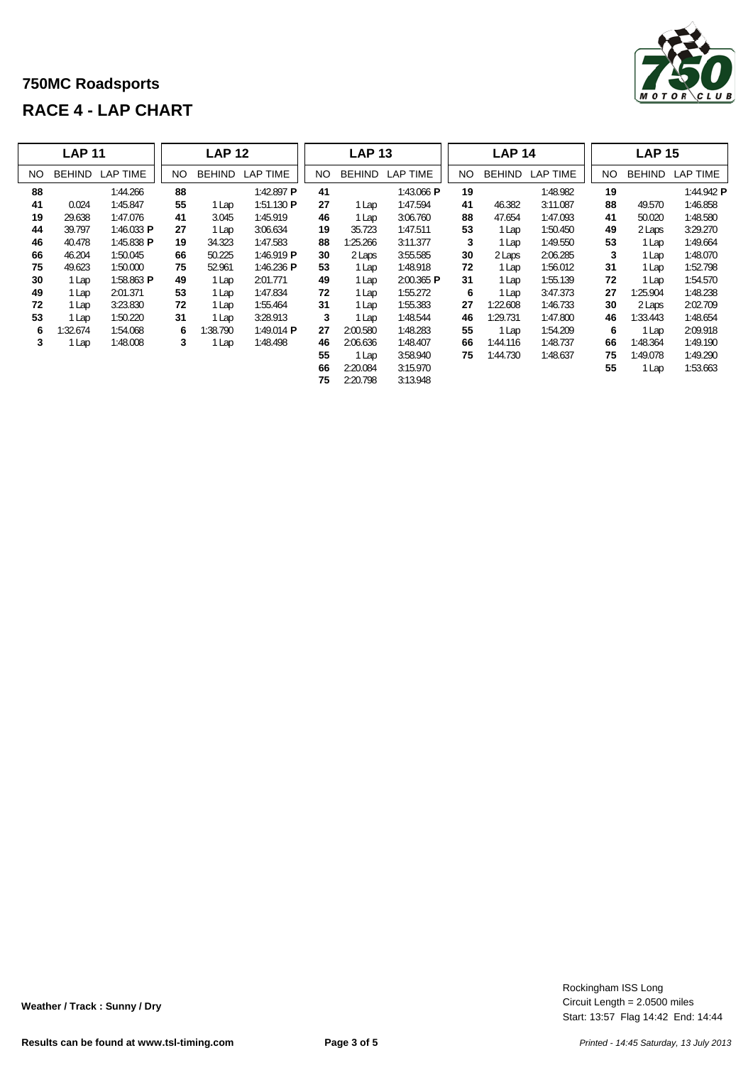# 750MC Roadsports

## RACE 4 - LAP CHART

| LAP 11 | | | LAP 12 | | | LAP 13 | | | LAP 14 | | | LAP 15 | | |
|---|---|---|---|---|---|---|---|---|---|---|---|---|---|---|
| NO | BEHIND | LAP TIME | NO | BEHIND | LAP TIME | NO | BEHIND | LAP TIME | NO | BEHIND | LAP TIME | NO | BEHIND | LAP TIME |
| **88** | | 1:44.266 | **88** | | 1:42.897 **P** | **41** | | 1:43.066 **P** | **19** | | 1:48.982 | **19** | | 1:44.942 **P** |
| **41** | 0.024 | 1:45.847 | **55** | 1 Lap | 1:51.130 **P** | **27** | 1 Lap | 1:47.594 | **41** | 46.382 | 3:11.087 | **88** | 49.570 | 1:46.858 |
| **19** | 29.638 | 1:47.076 | **41** | 3.045 | 1:45.919 | **46** | 1 Lap | 3:06.760 | **88** | 47.654 | 1:47.093 | **41** | 50.020 | 1:48.580 |
| **44** | 39.797 | 1:46.033 **P** | **27** | 1 Lap | 3:06.634 | **19** | 35.723 | 1:47.511 | **53** | 1 Lap | 1:50.450 | **49** | 2 Laps | 3:29.270 |
| **46** | 40.478 | 1:45.838 **P** | **19** | 34.323 | 1:47.583 | **88** | 1:25.266 | 3:11.377 | **3** | 1 Lap | 1:49.550 | **53** | 1 Lap | 1:49.664 |
| **66** | 46.204 | 1:50.045 | **66** | 50.225 | 1:46.919 **P** | **30** | 2 Laps | 3:55.585 | **30** | 2 Laps | 2:06.285 | **3** | 1 Lap | 1:48.070 |
| **75** | 49.623 | 1:50.000 | **75** | 52.961 | 1:46.236 **P** | **53** | 1 Lap | 1:48.918 | **72** | 1 Lap | 1:56.012 | **31** | 1 Lap | 1:52.798 |
| **30** | 1 Lap | 1:58.863 **P** | **49** | 1 Lap | 2:01.771 | **49** | 1 Lap | 2:00.365 **P** | **31** | 1 Lap | 1:55.139 | **72** | 1 Lap | 1:54.570 |
| **49** | 1 Lap | 2:01.371 | **53** | 1 Lap | 1:47.834 | **72** | 1 Lap | 1:55.272 | **6** | 1 Lap | 3:47.373 | **27** | 1:25.904 | 1:48.238 |
| **72** | 1 Lap | 3:23.830 | **72** | 1 Lap | 1:55.464 | **31** | 1 Lap | 1:55.383 | **27** | 1:22.608 | 1:46.733 | **30** | 2 Laps | 2:02.709 |
| **53** | 1 Lap | 1:50.220 | **31** | 1 Lap | 3:28.913 | **3** | 1 Lap | 1:48.544 | **46** | 1:29.731 | 1:47.800 | **46** | 1:33.443 | 1:48.654 |
| **6** | 1:32.674 | 1:54.068 | **6** | 1:38.790 | 1:49.014 **P** | **27** | 2:00.580 | 1:48.283 | **55** | 1 Lap | 1:54.209 | **6** | 1 Lap | 2:09.918 |
| **3** | 1 Lap | 1:48.008 | **3** | 1 Lap | 1:48.498 | **46** | 2:06.636 | 1:48.407 | **66** | 1:44.116 | 1:48.737 | **66** | 1:48.364 | 1:49.190 |
| | | | | | | **55** | 1 Lap | 3:58.940 | **75** | 1:44.730 | 1:48.637 | **75** | 1:49.078 | 1:49.290 |
| | | | | | | **66** | 2:20.084 | 3:15.970 | | | | **55** | 1 Lap | 1:53.663 |
| | | | | | | **75** | 2:20.798 | 3:13.948 | | | | | | |

**Weather / Track : Sunny / Dry**

Rockingham ISS Long
Circuit Length = 2.0500 miles
Start: 13:57 Flag 14:42 End: 14:44

**Results can be found at www.tsl-timing.com**

*Printed - 14:45 Saturday, 13 July 2013*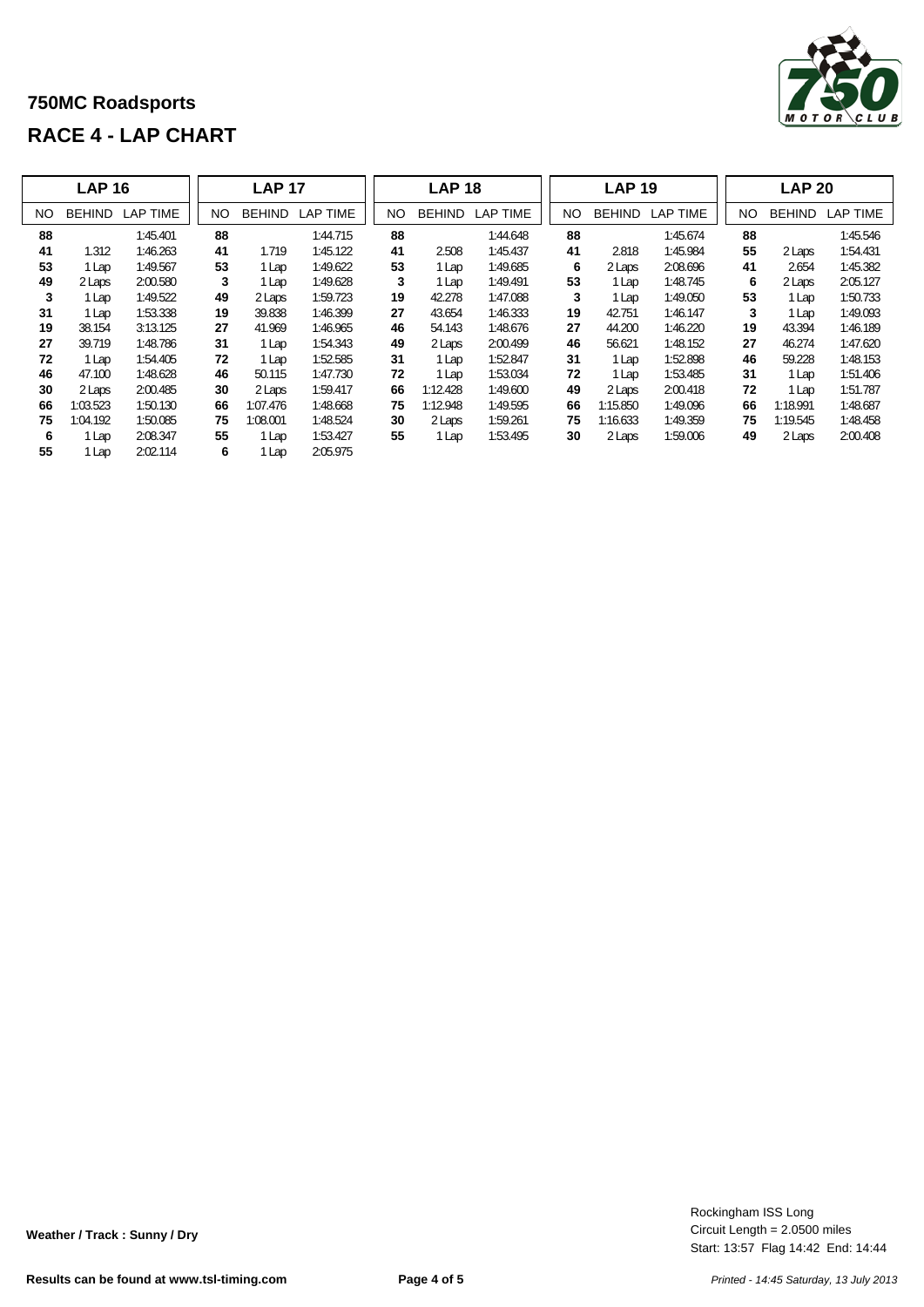# 750MC Roadsports

## RACE 4 - LAP CHART

| LAP 16 | | | LAP 17 | | | LAP 18 | | | LAP 19 | | | LAP 20 | | |
|---|---|---|---|---|---|---|---|---|---|---|---|---|---|---|
| NO | BEHIND | LAP TIME | NO | BEHIND | LAP TIME | NO | BEHIND | LAP TIME | NO | BEHIND | LAP TIME | NO | BEHIND | LAP TIME |
| **88** | | 1:45.401 | **88** | | 1:44.715 | **88** | | 1:44.648 | **88** | | 1:45.674 | **88** | | 1:45.546 |
| **41** | 1.312 | 1:46.263 | **41** | 1.719 | 1:45.122 | **41** | 2.508 | 1:45.437 | **41** | 2.818 | 1:45.984 | **55** | 2 Laps | 1:54.431 |
| **53** | 1 Lap | 1:49.567 | **53** | 1 Lap | 1:49.622 | **53** | 1 Lap | 1:49.685 | **6** | 2 Laps | 2:08.696 | **41** | 2.654 | 1:45.382 |
| **49** | 2 Laps | 2:00.580 | **3** | 1 Lap | 1:49.628 | **3** | 1 Lap | 1:49.491 | **53** | 1 Lap | 1:48.745 | **6** | 2 Laps | 2:05.127 |
| **3** | 1 Lap | 1:49.522 | **49** | 2 Laps | 1:59.723 | **19** | 42.278 | 1:47.088 | **3** | 1 Lap | 1:49.050 | **53** | 1 Lap | 1:50.733 |
| **31** | 1 Lap | 1:53.338 | **19** | 39.838 | 1:46.399 | **27** | 43.654 | 1:46.333 | **19** | 42.751 | 1:46.147 | **3** | 1 Lap | 1:49.093 |
| **19** | 38.154 | 3:13.125 | **27** | 41.969 | 1:46.965 | **46** | 54.143 | 1:48.676 | **27** | 44.200 | 1:46.220 | **19** | 43.394 | 1:46.189 |
| **27** | 39.719 | 1:48.786 | **31** | 1 Lap | 1:54.343 | **49** | 2 Laps | 2:00.499 | **46** | 56.621 | 1:48.152 | **27** | 46.274 | 1:47.620 |
| **72** | 1 Lap | 1:54.405 | **72** | 1 Lap | 1:52.585 | **31** | 1 Lap | 1:52.847 | **31** | 1 Lap | 1:52.898 | **46** | 59.228 | 1:48.153 |
| **46** | 47.100 | 1:48.628 | **46** | 50.115 | 1:47.730 | **72** | 1 Lap | 1:53.034 | **72** | 1 Lap | 1:53.485 | **31** | 1 Lap | 1:51.406 |
| **30** | 2 Laps | 2:00.485 | **30** | 2 Laps | 1:59.417 | **66** | 1:12.428 | 1:49.600 | **49** | 2 Laps | 2:00.418 | **72** | 1 Lap | 1:51.787 |
| **66** | 1:03.523 | 1:50.130 | **66** | 1:07.476 | 1:48.668 | **75** | 1:12.948 | 1:49.595 | **66** | 1:15.850 | 1:49.096 | **66** | 1:18.991 | 1:48.687 |
| **75** | 1:04.192 | 1:50.085 | **75** | 1:08.001 | 1:48.524 | **30** | 2 Laps | 1:59.261 | **75** | 1:16.633 | 1:49.359 | **75** | 1:19.545 | 1:48.458 |
| **6** | 1 Lap | 2:08.347 | **55** | 1 Lap | 1:53.427 | **55** | 1 Lap | 1:53.495 | **30** | 2 Laps | 1:59.006 | **49** | 2 Laps | 2:00.408 |
| **55** | 1 Lap | 2:02.114 | **6** | 1 Lap | 2:05.975 | | | | | | | | | |

**Weather / Track : Sunny / Dry**

Rockingham ISS Long
Circuit Length = 2.0500 miles
Start: 13:57 Flag 14:42 End: 14:44

**Results can be found at www.tsl-timing.com**

*Printed - 14:45 Saturday, 13 July 2013*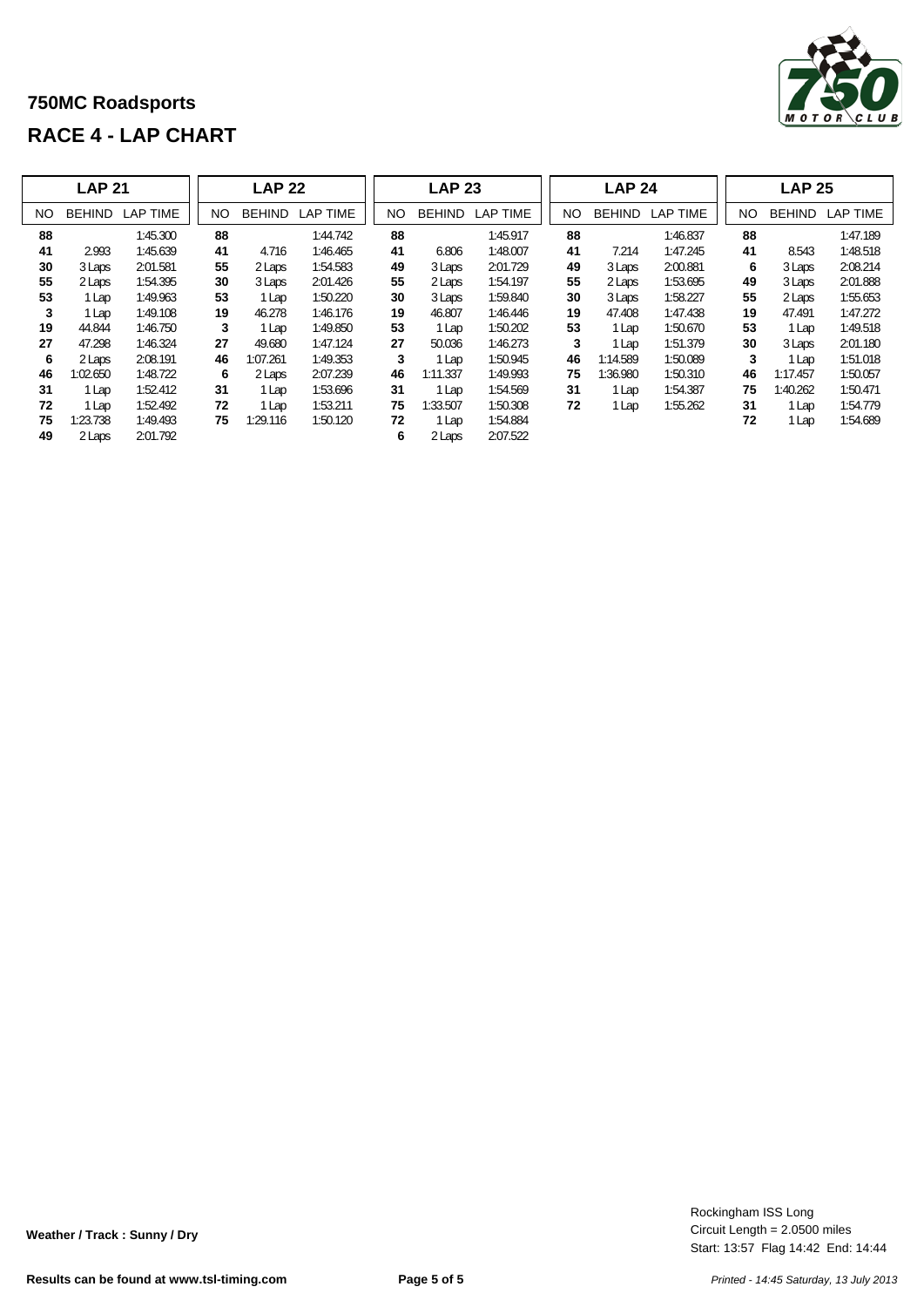## 750MC Roadsports

## RACE 4 - LAP CHART

| LAP 21 | | | LAP 22 | | | LAP 23 | | | LAP 24 | | | LAP 25 | | |
|---|---|---|---|---|---|---|---|---|---|---|---|---|---|---|
| NO | BEHIND | LAP TIME | NO | BEHIND | LAP TIME | NO | BEHIND | LAP TIME | NO | BEHIND | LAP TIME | NO | BEHIND | LAP TIME |
| **88** | | 1:45.300 | **88** | | 1:44.742 | **88** | | 1:45.917 | **88** | | 1:46.837 | **88** | | 1:47.189 |
| **41** | 2.993 | 1:45.639 | **41** | 4.716 | 1:46.465 | **41** | 6.806 | 1:48.007 | **41** | 7.214 | 1:47.245 | **41** | 8.543 | 1:48.518 |
| **30** | 3 Laps | 2:01.581 | **55** | 2 Laps | 1:54.583 | **49** | 3 Laps | 2:01.729 | **49** | 3 Laps | 2:00.881 | **6** | 3 Laps | 2:08.214 |
| **55** | 2 Laps | 1:54.395 | **30** | 3 Laps | 2:01.426 | **55** | 2 Laps | 1:54.197 | **55** | 2 Laps | 1:53.695 | **49** | 3 Laps | 2:01.888 |
| **53** | 1 Lap | 1:49.963 | **53** | 1 Lap | 1:50.220 | **30** | 3 Laps | 1:59.840 | **30** | 3 Laps | 1:58.227 | **55** | 2 Laps | 1:55.653 |
| **3** | 1 Lap | 1:49.108 | **19** | 46.278 | 1:46.176 | **19** | 46.807 | 1:46.446 | **19** | 47.408 | 1:47.438 | **19** | 47.491 | 1:47.272 |
| **19** | 44.844 | 1:46.750 | **3** | 1 Lap | 1:49.850 | **53** | 1 Lap | 1:50.202 | **53** | 1 Lap | 1:50.670 | **53** | 1 Lap | 1:49.518 |
| **27** | 47.298 | 1:46.324 | **27** | 49.680 | 1:47.124 | **27** | 50.036 | 1:46.273 | **3** | 1 Lap | 1:51.379 | **30** | 3 Laps | 2:01.180 |
| **6** | 2 Laps | 2:08.191 | **46** | 1:07.261 | 1:49.353 | **3** | 1 Lap | 1:50.945 | **46** | 1:14.589 | 1:50.089 | **3** | 1 Lap | 1:51.018 |
| **46** | 1:02.650 | 1:48.722 | **6** | 2 Laps | 2:07.239 | **46** | 1:11.337 | 1:49.993 | **75** | 1:36.980 | 1:50.310 | **46** | 1:17.457 | 1:50.057 |
| **31** | 1 Lap | 1:52.412 | **31** | 1 Lap | 1:53.696 | **31** | 1 Lap | 1:54.569 | **31** | 1 Lap | 1:54.387 | **75** | 1:40.262 | 1:50.471 |
| **72** | 1 Lap | 1:52.492 | **72** | 1 Lap | 1:53.211 | **75** | 1:33.507 | 1:50.308 | **72** | 1 Lap | 1:55.262 | **31** | 1 Lap | 1:54.779 |
| **75** | 1:23.738 | 1:49.493 | **75** | 1:29.116 | 1:50.120 | **72** | 1 Lap | 1:54.884 | | | | **72** | 1 Lap | 1:54.689 |
| **49** | 2 Laps | 2:01.792 | | | | **6** | 2 Laps | 2:07.522 | | | | | | |

**Weather / Track : Sunny / Dry**

Rockingham ISS Long
Circuit Length = 2.0500 miles
Start: 13:57 Flag 14:42 End: 14:44

**Results can be found at www.tsl-timing.com**

*Printed - 14:45 Saturday, 13 July 2013*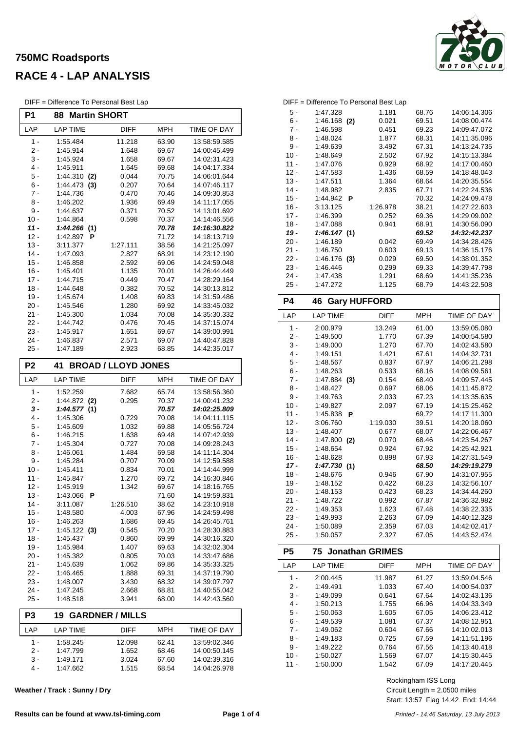# 750MC Roadsports

# RACE 4 - LAP ANALYSIS

DIFF = Difference To Personal Best Lap

## P1 88 Martin SHORT

| LAP | LAP TIME | DIFF | MPH | TIME OF DAY |
|---|---|---|---|---|
| 1 - | 1:55.484 | 11.218 | 63.90 | 13:58:59.585 |
| 2 - | 1:45.914 | 1.648 | 69.67 | 14:00:45.499 |
| 3 - | 1:45.924 | 1.658 | 69.67 | 14:02:31.423 |
| 4 - | 1:45.911 | 1.645 | 69.68 | 14:04:17.334 |
| 5 - | 1:44.310 **(2)** | 0.044 | 70.75 | 14:06:01.644 |
| 6 - | 1:44.473 **(3)** | 0.207 | 70.64 | 14:07:46.117 |
| 7 - | 1:44.736 | 0.470 | 70.46 | 14:09:30.853 |
| 8 - | 1:46.202 | 1.936 | 69.49 | 14:11:17.055 |
| 9 - | 1:44.637 | 0.371 | 70.52 | 14:13:01.692 |
| 10 - | 1:44.864 | 0.598 | 70.37 | 14:14:46.556 |
| ***11 -*** | ***1:44.266 (1)*** | | ***70.78*** | ***14:16:30.822*** |
| 12 - | 1:42.897 **P** | | 71.72 | 14:18:13.719 |
| 13 - | 3:11.377 | 1:27.111 | 38.56 | 14:21:25.097 |
| 14 - | 1:47.093 | 2.827 | 68.91 | 14:23:12.190 |
| 15 - | 1:46.858 | 2.592 | 69.06 | 14:24:59.048 |
| 16 - | 1:45.401 | 1.135 | 70.01 | 14:26:44.449 |
| 17 - | 1:44.715 | 0.449 | 70.47 | 14:28:29.164 |
| 18 - | 1:44.648 | 0.382 | 70.52 | 14:30:13.812 |
| 19 - | 1:45.674 | 1.408 | 69.83 | 14:31:59.486 |
| 20 - | 1:45.546 | 1.280 | 69.92 | 14:33:45.032 |
| 21 - | 1:45.300 | 1.034 | 70.08 | 14:35:30.332 |
| 22 - | 1:44.742 | 0.476 | 70.45 | 14:37:15.074 |
| 23 - | 1:45.917 | 1.651 | 69.67 | 14:39:00.991 |
| 24 - | 1:46.837 | 2.571 | 69.07 | 14:40:47.828 |
| 25 - | 1:47.189 | 2.923 | 68.85 | 14:42:35.017 |

## P2 41 BROAD / LLOYD JONES

| LAP | LAP TIME | DIFF | MPH | TIME OF DAY |
|---|---|---|---|---|
| 1 - | 1:52.259 | 7.682 | 65.74 | 13:58:56.360 |
| 2 - | 1:44.872 **(2)** | 0.295 | 70.37 | 14:00:41.232 |
| ***3 -*** | ***1:44.577 (1)*** | | ***70.57*** | ***14:02:25.809*** |
| 4 - | 1:45.306 | 0.729 | 70.08 | 14:04:11.115 |
| 5 - | 1:45.609 | 1.032 | 69.88 | 14:05:56.724 |
| 6 - | 1:46.215 | 1.638 | 69.48 | 14:07:42.939 |
| 7 - | 1:45.304 | 0.727 | 70.08 | 14:09:28.243 |
| 8 - | 1:46.061 | 1.484 | 69.58 | 14:11:14.304 |
| 9 - | 1:45.284 | 0.707 | 70.09 | 14:12:59.588 |
| 10 - | 1:45.411 | 0.834 | 70.01 | 14:14:44.999 |
| 11 - | 1:45.847 | 1.270 | 69.72 | 14:16:30.846 |
| 12 - | 1:45.919 | 1.342 | 69.67 | 14:18:16.765 |
| 13 - | 1:43.066 **P** | | 71.60 | 14:19:59.831 |
| 14 - | 3:11.087 | 1:26.510 | 38.62 | 14:23:10.918 |
| 15 - | 1:48.580 | 4.003 | 67.96 | 14:24:59.498 |
| 16 - | 1:46.263 | 1.686 | 69.45 | 14:26:45.761 |
| 17 - | 1:45.122 **(3)** | 0.545 | 70.20 | 14:28:30.883 |
| 18 - | 1:45.437 | 0.860 | 69.99 | 14:30:16.320 |
| 19 - | 1:45.984 | 1.407 | 69.63 | 14:32:02.304 |
| 20 - | 1:45.382 | 0.805 | 70.03 | 14:33:47.686 |
| 21 - | 1:45.639 | 1.062 | 69.86 | 14:35:33.325 |
| 22 - | 1:46.465 | 1.888 | 69.31 | 14:37:19.790 |
| 23 - | 1:48.007 | 3.430 | 68.32 | 14:39:07.797 |
| 24 - | 1:47.245 | 2.668 | 68.81 | 14:40:55.042 |
| 25 - | 1:48.518 | 3.941 | 68.00 | 14:42:43.560 |

## P3 19 GARDNER / MILLS

| LAP | LAP TIME | DIFF | MPH | TIME OF DAY |
|---|---|---|---|---|
| 1 - | 1:58.245 | 12.098 | 62.41 | 13:59:02.346 |
| 2 - | 1:47.799 | 1.652 | 68.46 | 14:00:50.145 |
| 3 - | 1:49.171 | 3.024 | 67.60 | 14:02:39.316 |
| 4 - | 1:47.662 | 1.515 | 68.54 | 14:04:26.978 |
| 5 - | 1:47.328 | 1.181 | 68.76 | 14:06:14.306 |
| 6 - | 1:46.168 **(2)** | 0.021 | 69.51 | 14:08:00.474 |
| 7 - | 1:46.598 | 0.451 | 69.23 | 14:09:47.072 |
| 8 - | 1:48.024 | 1.877 | 68.31 | 14:11:35.096 |
| 9 - | 1:49.639 | 3.492 | 67.31 | 14:13:24.735 |
| 10 - | 1:48.649 | 2.502 | 67.92 | 14:15:13.384 |
| 11 - | 1:47.076 | 0.929 | 68.92 | 14:17:00.460 |
| 12 - | 1:47.583 | 1.436 | 68.59 | 14:18:48.043 |
| 13 - | 1:47.511 | 1.364 | 68.64 | 14:20:35.554 |
| 14 - | 1:48.982 | 2.835 | 67.71 | 14:22:24.536 |
| 15 - | 1:44.942 **P** | | 70.32 | 14:24:09.478 |
| 16 - | 3:13.125 | 1:26.978 | 38.21 | 14:27:22.603 |
| 17 - | 1:46.399 | 0.252 | 69.36 | 14:29:09.002 |
| 18 - | 1:47.088 | 0.941 | 68.91 | 14:30:56.090 |
| ***19 -*** | ***1:46.147 (1)*** | | ***69.52*** | ***14:32:42.237*** |
| 20 - | 1:46.189 | 0.042 | 69.49 | 14:34:28.426 |
| 21 - | 1:46.750 | 0.603 | 69.13 | 14:36:15.176 |
| 22 - | 1:46.176 **(3)** | 0.029 | 69.50 | 14:38:01.352 |
| 23 - | 1:46.446 | 0.299 | 69.33 | 14:39:47.798 |
| 24 - | 1:47.438 | 1.291 | 68.69 | 14:41:35.236 |
| 25 - | 1:47.272 | 1.125 | 68.79 | 14:43:22.508 |

## P4 46 Gary HUFFORD

| LAP | LAP TIME | DIFF | MPH | TIME OF DAY |
|---|---|---|---|---|
| 1 - | 2:00.979 | 13.249 | 61.00 | 13:59:05.080 |
| 2 - | 1:49.500 | 1.770 | 67.39 | 14:00:54.580 |
| 3 - | 1:49.000 | 1.270 | 67.70 | 14:02:43.580 |
| 4 - | 1:49.151 | 1.421 | 67.61 | 14:04:32.731 |
| 5 - | 1:48.567 | 0.837 | 67.97 | 14:06:21.298 |
| 6 - | 1:48.263 | 0.533 | 68.16 | 14:08:09.561 |
| 7 - | 1:47.884 **(3)** | 0.154 | 68.40 | 14:09:57.445 |
| 8 - | 1:48.427 | 0.697 | 68.06 | 14:11:45.872 |
| 9 - | 1:49.763 | 2.033 | 67.23 | 14:13:35.635 |
| 10 - | 1:49.827 | 2.097 | 67.19 | 14:15:25.462 |
| 11 - | 1:45.838 **P** | | 69.72 | 14:17:11.300 |
| 12 - | 3:06.760 | 1:19.030 | 39.51 | 14:20:18.060 |
| 13 - | 1:48.407 | 0.677 | 68.07 | 14:22:06.467 |
| 14 - | 1:47.800 **(2)** | 0.070 | 68.46 | 14:23:54.267 |
| 15 - | 1:48.654 | 0.924 | 67.92 | 14:25:42.921 |
| 16 - | 1:48.628 | 0.898 | 67.93 | 14:27:31.549 |
| ***17 -*** | ***1:47.730 (1)*** | | ***68.50*** | ***14:29:19.279*** |
| 18 - | 1:48.676 | 0.946 | 67.90 | 14:31:07.955 |
| 19 - | 1:48.152 | 0.422 | 68.23 | 14:32:56.107 |
| 20 - | 1:48.153 | 0.423 | 68.23 | 14:34:44.260 |
| 21 - | 1:48.722 | 0.992 | 67.87 | 14:36:32.982 |
| 22 - | 1:49.353 | 1.623 | 67.48 | 14:38:22.335 |
| 23 - | 1:49.993 | 2.263 | 67.09 | 14:40:12.328 |
| 24 - | 1:50.089 | 2.359 | 67.03 | 14:42:02.417 |
| 25 - | 1:50.057 | 2.327 | 67.05 | 14:43:52.474 |

## P5 75 Jonathan GRIMES

| LAP | LAP TIME | DIFF | MPH | TIME OF DAY |
|---|---|---|---|---|
| 1 - | 2:00.445 | 11.987 | 61.27 | 13:59:04.546 |
| 2 - | 1:49.491 | 1.033 | 67.40 | 14:00:54.037 |
| 3 - | 1:49.099 | 0.641 | 67.64 | 14:02:43.136 |
| 4 - | 1:50.213 | 1.755 | 66.96 | 14:04:33.349 |
| 5 - | 1:50.063 | 1.605 | 67.05 | 14:06:23.412 |
| 6 - | 1:49.539 | 1.081 | 67.37 | 14:08:12.951 |
| 7 - | 1:49.062 | 0.604 | 67.66 | 14:10:02.013 |
| 8 - | 1:49.183 | 0.725 | 67.59 | 14:11:51.196 |
| 9 - | 1:49.222 | 0.764 | 67.56 | 14:13:40.418 |
| 10 - | 1:50.027 | 1.569 | 67.07 | 14:15:30.445 |
| 11 - | 1:50.000 | 1.542 | 67.09 | 14:17:20.445 |

**Weather / Track : Sunny / Dry**

Rockingham ISS Long
Circuit Length = 2.0500 miles
Start: 13:57 Flag 14:42 End: 14:44

**Results can be found at www.tsl-timing.com**

*Printed - 14:46 Saturday, 13 July 2013*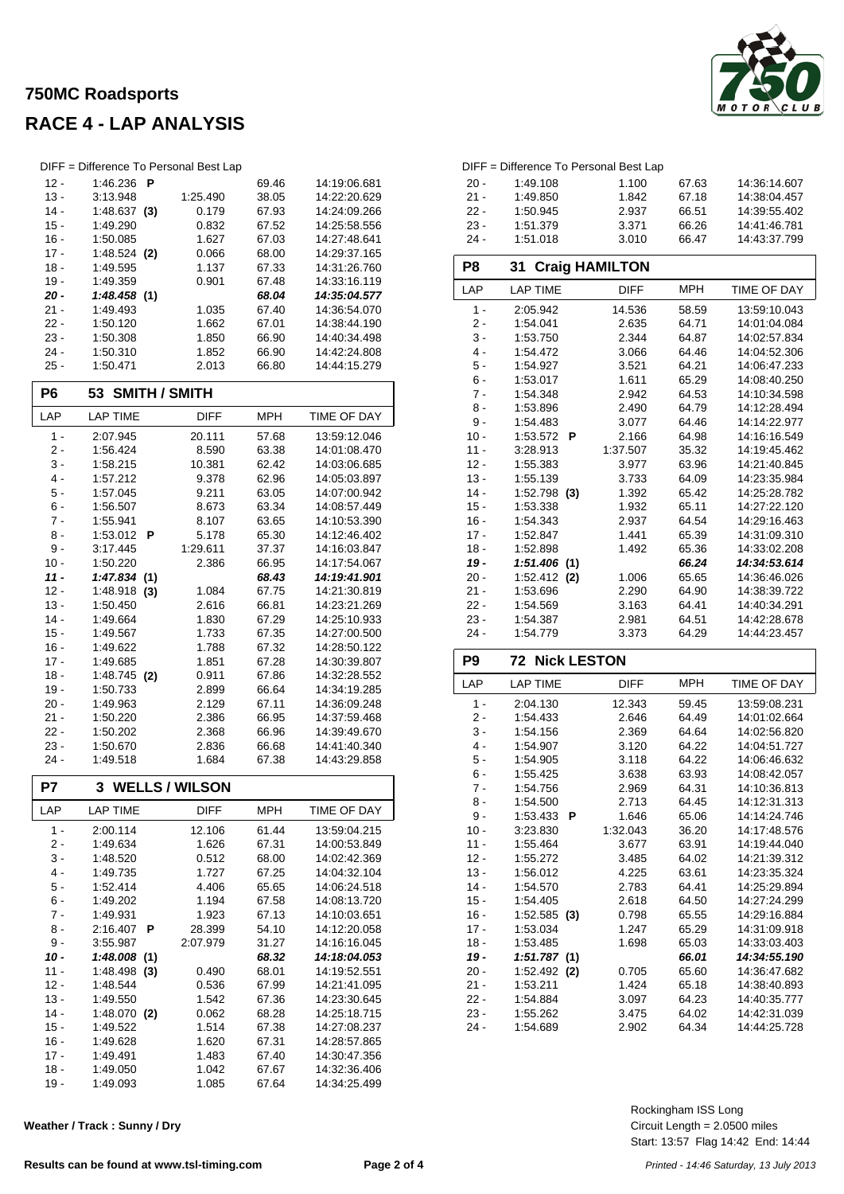# 750MC Roadsports

## RACE 4 - LAP ANALYSIS

DIFF = Difference To Personal Best Lap

| LAP | LAP TIME | DIFF | MPH | TIME OF DAY |
|---|---|---|---|---|
| 12 - | 1:46.236 **P** | | 69.46 | 14:19:06.681 |
| 13 - | 3:13.948 | 1:25.490 | 38.05 | 14:22:20.629 |
| 14 - | 1:48.637 **(3)** | 0.179 | 67.93 | 14:24:09.266 |
| 15 - | 1:49.290 | 0.832 | 67.52 | 14:25:58.556 |
| 16 - | 1:50.085 | 1.627 | 67.03 | 14:27:48.641 |
| 17 - | 1:48.524 **(2)** | 0.066 | 68.00 | 14:29:37.165 |
| 18 - | 1:49.595 | 1.137 | 67.33 | 14:31:26.760 |
| 19 - | 1:49.359 | 0.901 | 67.48 | 14:33:16.119 |
| ***20 -*** | ***1:48.458* (1)** | | ***68.04*** | ***14:35:04.577*** |
| 21 - | 1:49.493 | 1.035 | 67.40 | 14:36:54.070 |
| 22 - | 1:50.120 | 1.662 | 67.01 | 14:38:44.190 |
| 23 - | 1:50.308 | 1.850 | 66.90 | 14:40:34.498 |
| 24 - | 1:50.310 | 1.852 | 66.90 | 14:42:24.808 |
| 25 - | 1:50.471 | 2.013 | 66.80 | 14:44:15.279 |

### P6 53 SMITH / SMITH

| LAP | LAP TIME | DIFF | MPH | TIME OF DAY |
|---|---|---|---|---|
| 1 - | 2:07.945 | 20.111 | 57.68 | 13:59:12.046 |
| 2 - | 1:56.424 | 8.590 | 63.38 | 14:01:08.470 |
| 3 - | 1:58.215 | 10.381 | 62.42 | 14:03:06.685 |
| 4 - | 1:57.212 | 9.378 | 62.96 | 14:05:03.897 |
| 5 - | 1:57.045 | 9.211 | 63.05 | 14:07:00.942 |
| 6 - | 1:56.507 | 8.673 | 63.34 | 14:08:57.449 |
| 7 - | 1:55.941 | 8.107 | 63.65 | 14:10:53.390 |
| 8 - | 1:53.012 **P** | 5.178 | 65.30 | 14:12:46.402 |
| 9 - | 3:17.445 | 1:29.611 | 37.37 | 14:16:03.847 |
| 10 - | 1:50.220 | 2.386 | 66.95 | 14:17:54.067 |
| ***11 -*** | ***1:47.834* (1)** | | ***68.43*** | ***14:19:41.901*** |
| 12 - | 1:48.918 **(3)** | 1.084 | 67.75 | 14:21:30.819 |
| 13 - | 1:50.450 | 2.616 | 66.81 | 14:23:21.269 |
| 14 - | 1:49.664 | 1.830 | 67.29 | 14:25:10.933 |
| 15 - | 1:49.567 | 1.733 | 67.35 | 14:27:00.500 |
| 16 - | 1:49.622 | 1.788 | 67.32 | 14:28:50.122 |
| 17 - | 1:49.685 | 1.851 | 67.28 | 14:30:39.807 |
| 18 - | 1:48.745 **(2)** | 0.911 | 67.86 | 14:32:28.552 |
| 19 - | 1:50.733 | 2.899 | 66.64 | 14:34:19.285 |
| 20 - | 1:49.963 | 2.129 | 67.11 | 14:36:09.248 |
| 21 - | 1:50.220 | 2.386 | 66.95 | 14:37:59.468 |
| 22 - | 1:50.202 | 2.368 | 66.96 | 14:39:49.670 |
| 23 - | 1:50.670 | 2.836 | 66.68 | 14:41:40.340 |
| 24 - | 1:49.518 | 1.684 | 67.38 | 14:43:29.858 |

### P7 3 WELLS / WILSON

| LAP | LAP TIME | DIFF | MPH | TIME OF DAY |
|---|---|---|---|---|
| 1 - | 2:00.114 | 12.106 | 61.44 | 13:59:04.215 |
| 2 - | 1:49.634 | 1.626 | 67.31 | 14:00:53.849 |
| 3 - | 1:48.520 | 0.512 | 68.00 | 14:02:42.369 |
| 4 - | 1:49.735 | 1.727 | 67.25 | 14:04:32.104 |
| 5 - | 1:52.414 | 4.406 | 65.65 | 14:06:24.518 |
| 6 - | 1:49.202 | 1.194 | 67.58 | 14:08:13.720 |
| 7 - | 1:49.931 | 1.923 | 67.13 | 14:10:03.651 |
| 8 - | 2:16.407 **P** | 28.399 | 54.10 | 14:12:20.058 |
| 9 - | 3:55.987 | 2:07.979 | 31.27 | 14:16:16.045 |
| ***10 -*** | ***1:48.008* (1)** | | ***68.32*** | ***14:18:04.053*** |
| 11 - | 1:48.498 **(3)** | 0.490 | 68.01 | 14:19:52.551 |
| 12 - | 1:48.544 | 0.536 | 67.99 | 14:21:41.095 |
| 13 - | 1:49.550 | 1.542 | 67.36 | 14:23:30.645 |
| 14 - | 1:48.070 **(2)** | 0.062 | 68.28 | 14:25:18.715 |
| 15 - | 1:49.522 | 1.514 | 67.38 | 14:27:08.237 |
| 16 - | 1:49.628 | 1.620 | 67.31 | 14:28:57.865 |
| 17 - | 1:49.491 | 1.483 | 67.40 | 14:30:47.356 |
| 18 - | 1:49.050 | 1.042 | 67.67 | 14:32:36.406 |
| 19 - | 1:49.093 | 1.085 | 67.64 | 14:34:25.499 |

DIFF = Difference To Personal Best Lap

| LAP | LAP TIME | DIFF | MPH | TIME OF DAY |
|---|---|---|---|---|
| 20 - | 1:49.108 | 1.100 | 67.63 | 14:36:14.607 |
| 21 - | 1:49.850 | 1.842 | 67.18 | 14:38:04.457 |
| 22 - | 1:50.945 | 2.937 | 66.51 | 14:39:55.402 |
| 23 - | 1:51.379 | 3.371 | 66.26 | 14:41:46.781 |
| 24 - | 1:51.018 | 3.010 | 66.47 | 14:43:37.799 |

### P8 31 Craig HAMILTON

| LAP | LAP TIME | DIFF | MPH | TIME OF DAY |
|---|---|---|---|---|
| 1 - | 2:05.942 | 14.536 | 58.59 | 13:59:10.043 |
| 2 - | 1:54.041 | 2.635 | 64.71 | 14:01:04.084 |
| 3 - | 1:53.750 | 2.344 | 64.87 | 14:02:57.834 |
| 4 - | 1:54.472 | 3.066 | 64.46 | 14:04:52.306 |
| 5 - | 1:54.927 | 3.521 | 64.21 | 14:06:47.233 |
| 6 - | 1:53.017 | 1.611 | 65.29 | 14:08:40.250 |
| 7 - | 1:54.348 | 2.942 | 64.53 | 14:10:34.598 |
| 8 - | 1:53.896 | 2.490 | 64.79 | 14:12:28.494 |
| 9 - | 1:54.483 | 3.077 | 64.46 | 14:14:22.977 |
| 10 - | 1:53.572 **P** | 2.166 | 64.98 | 14:16:16.549 |
| 11 - | 3:28.913 | 1:37.507 | 35.32 | 14:19:45.462 |
| 12 - | 1:55.383 | 3.977 | 63.96 | 14:21:40.845 |
| 13 - | 1:55.139 | 3.733 | 64.09 | 14:23:35.984 |
| 14 - | 1:52.798 **(3)** | 1.392 | 65.42 | 14:25:28.782 |
| 15 - | 1:53.338 | 1.932 | 65.11 | 14:27:22.120 |
| 16 - | 1:54.343 | 2.937 | 64.54 | 14:29:16.463 |
| 17 - | 1:52.847 | 1.441 | 65.39 | 14:31:09.310 |
| 18 - | 1:52.898 | 1.492 | 65.36 | 14:33:02.208 |
| ***19 -*** | ***1:51.406* (1)** | | ***66.24*** | ***14:34:53.614*** |
| 20 - | 1:52.412 **(2)** | 1.006 | 65.65 | 14:36:46.026 |
| 21 - | 1:53.696 | 2.290 | 64.90 | 14:38:39.722 |
| 22 - | 1:54.569 | 3.163 | 64.41 | 14:40:34.291 |
| 23 - | 1:54.387 | 2.981 | 64.51 | 14:42:28.678 |
| 24 - | 1:54.779 | 3.373 | 64.29 | 14:44:23.457 |

### P9 72 Nick LESTON

| LAP | LAP TIME | DIFF | MPH | TIME OF DAY |
|---|---|---|---|---|
| 1 - | 2:04.130 | 12.343 | 59.45 | 13:59:08.231 |
| 2 - | 1:54.433 | 2.646 | 64.49 | 14:01:02.664 |
| 3 - | 1:54.156 | 2.369 | 64.64 | 14:02:56.820 |
| 4 - | 1:54.907 | 3.120 | 64.22 | 14:04:51.727 |
| 5 - | 1:54.905 | 3.118 | 64.22 | 14:06:46.632 |
| 6 - | 1:55.425 | 3.638 | 63.93 | 14:08:42.057 |
| 7 - | 1:54.756 | 2.969 | 64.31 | 14:10:36.813 |
| 8 - | 1:54.500 | 2.713 | 64.45 | 14:12:31.313 |
| 9 - | 1:53.433 **P** | 1.646 | 65.06 | 14:14:24.746 |
| 10 - | 3:23.830 | 1:32.043 | 36.20 | 14:17:48.576 |
| 11 - | 1:55.464 | 3.677 | 63.91 | 14:19:44.040 |
| 12 - | 1:55.272 | 3.485 | 64.02 | 14:21:39.312 |
| 13 - | 1:56.012 | 4.225 | 63.61 | 14:23:35.324 |
| 14 - | 1:54.570 | 2.783 | 64.41 | 14:25:29.894 |
| 15 - | 1:54.405 | 2.618 | 64.50 | 14:27:24.299 |
| 16 - | 1:52.585 **(3)** | 0.798 | 65.55 | 14:29:16.884 |
| 17 - | 1:53.034 | 1.247 | 65.29 | 14:31:09.918 |
| 18 - | 1:53.485 | 1.698 | 65.03 | 14:33:03.403 |
| ***19 -*** | ***1:51.787* (1)** | | ***66.01*** | ***14:34:55.190*** |
| 20 - | 1:52.492 **(2)** | 0.705 | 65.60 | 14:36:47.682 |
| 21 - | 1:53.211 | 1.424 | 65.18 | 14:38:40.893 |
| 22 - | 1:54.884 | 3.097 | 64.23 | 14:40:35.777 |
| 23 - | 1:55.262 | 3.475 | 64.02 | 14:42:31.039 |
| 24 - | 1:54.689 | 2.902 | 64.34 | 14:44:25.728 |

**Weather / Track : Sunny / Dry**

Rockingham ISS Long
Circuit Length = 2.0500 miles
Start: 13:57 Flag 14:42 End: 14:44

**Results can be found at www.tsl-timing.com**

*Printed - 14:46 Saturday, 13 July 2013*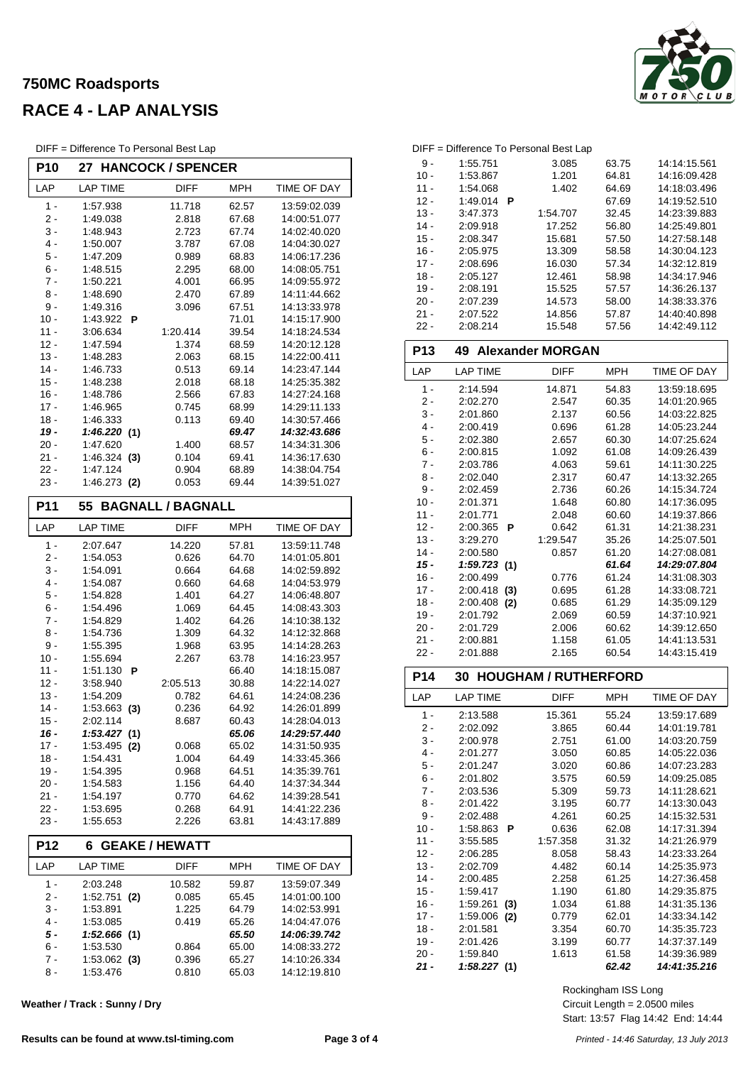# 750MC Roadsports

# RACE 4 - LAP ANALYSIS

DIFF = Difference To Personal Best Lap

## P10 27 HANCOCK / SPENCER

| LAP | LAP TIME | DIFF | MPH | TIME OF DAY |
|---|---|---|---|---|
| 1 - | 1:57.938 | 11.718 | 62.57 | 13:59:02.039 |
| 2 - | 1:49.038 | 2.818 | 67.68 | 14:00:51.077 |
| 3 - | 1:48.943 | 2.723 | 67.74 | 14:02:40.020 |
| 4 - | 1:50.007 | 3.787 | 67.08 | 14:04:30.027 |
| 5 - | 1:47.209 | 0.989 | 68.83 | 14:06:17.236 |
| 6 - | 1:48.515 | 2.295 | 68.00 | 14:08:05.751 |
| 7 - | 1:50.221 | 4.001 | 66.95 | 14:09:55.972 |
| 8 - | 1:48.690 | 2.470 | 67.89 | 14:11:44.662 |
| 9 - | 1:49.316 | 3.096 | 67.51 | 14:13:33.978 |
| 10 - | 1:43.922 **P** | | 71.01 | 14:15:17.900 |
| 11 - | 3:06.634 | 1:20.414 | 39.54 | 14:18:24.534 |
| 12 - | 1:47.594 | 1.374 | 68.59 | 14:20:12.128 |
| 13 - | 1:48.283 | 2.063 | 68.15 | 14:22:00.411 |
| 14 - | 1:46.733 | 0.513 | 69.14 | 14:23:47.144 |
| 15 - | 1:48.238 | 2.018 | 68.18 | 14:25:35.382 |
| 16 - | 1:48.786 | 2.566 | 67.83 | 14:27:24.168 |
| 17 - | 1:46.965 | 0.745 | 68.99 | 14:29:11.133 |
| 18 - | 1:46.333 | 0.113 | 69.40 | 14:30:57.466 |
| ***19 -*** | ***1:46.220 (1)*** | | ***69.47*** | ***14:32:43.686*** |
| 20 - | 1:47.620 | 1.400 | 68.57 | 14:34:31.306 |
| 21 - | 1:46.324 **(3)** | 0.104 | 69.41 | 14:36:17.630 |
| 22 - | 1:47.124 | 0.904 | 68.89 | 14:38:04.754 |
| 23 - | 1:46.273 **(2)** | 0.053 | 69.44 | 14:39:51.027 |

## P11 55 BAGNALL / BAGNALL

| LAP | LAP TIME | DIFF | MPH | TIME OF DAY |
|---|---|---|---|---|
| 1 - | 2:07.647 | 14.220 | 57.81 | 13:59:11.748 |
| 2 - | 1:54.053 | 0.626 | 64.70 | 14:01:05.801 |
| 3 - | 1:54.091 | 0.664 | 64.68 | 14:02:59.892 |
| 4 - | 1:54.087 | 0.660 | 64.68 | 14:04:53.979 |
| 5 - | 1:54.828 | 1.401 | 64.27 | 14:06:48.807 |
| 6 - | 1:54.496 | 1.069 | 64.45 | 14:08:43.303 |
| 7 - | 1:54.829 | 1.402 | 64.26 | 14:10:38.132 |
| 8 - | 1:54.736 | 1.309 | 64.32 | 14:12:32.868 |
| 9 - | 1:55.395 | 1.968 | 63.95 | 14:14:28.263 |
| 10 - | 1:55.694 | 2.267 | 63.78 | 14:16:23.957 |
| 11 - | 1:51.130 **P** | | 66.40 | 14:18:15.087 |
| 12 - | 3:58.940 | 2:05.513 | 30.88 | 14:22:14.027 |
| 13 - | 1:54.209 | 0.782 | 64.61 | 14:24:08.236 |
| 14 - | 1:53.663 **(3)** | 0.236 | 64.92 | 14:26:01.899 |
| 15 - | 2:02.114 | 8.687 | 60.43 | 14:28:04.013 |
| ***16 -*** | ***1:53.427 (1)*** | | ***65.06*** | ***14:29:57.440*** |
| 17 - | 1:53.495 **(2)** | 0.068 | 65.02 | 14:31:50.935 |
| 18 - | 1:54.431 | 1.004 | 64.49 | 14:33:45.366 |
| 19 - | 1:54.395 | 0.968 | 64.51 | 14:35:39.761 |
| 20 - | 1:54.583 | 1.156 | 64.40 | 14:37:34.344 |
| 21 - | 1:54.197 | 0.770 | 64.62 | 14:39:28.541 |
| 22 - | 1:53.695 | 0.268 | 64.91 | 14:41:22.236 |
| 23 - | 1:55.653 | 2.226 | 63.81 | 14:43:17.889 |

## P12 6 GEAKE / HEWATT

| LAP | LAP TIME | DIFF | MPH | TIME OF DAY |
|---|---|---|---|---|
| 1 - | 2:03.248 | 10.582 | 59.87 | 13:59:07.349 |
| 2 - | 1:52.751 **(2)** | 0.085 | 65.45 | 14:01:00.100 |
| 3 - | 1:53.891 | 1.225 | 64.79 | 14:02:53.991 |
| 4 - | 1:53.085 | 0.419 | 65.26 | 14:04:47.076 |
| ***5 -*** | ***1:52.666 (1)*** | | ***65.50*** | ***14:06:39.742*** |
| 6 - | 1:53.530 | 0.864 | 65.00 | 14:08:33.272 |
| 7 - | 1:53.062 **(3)** | 0.396 | 65.27 | 14:10:26.334 |
| 8 - | 1:53.476 | 0.810 | 65.03 | 14:12:19.810 |
| 9 - | 1:55.751 | 3.085 | 63.75 | 14:14:15.561 |
| 10 - | 1:53.867 | 1.201 | 64.81 | 14:16:09.428 |
| 11 - | 1:54.068 | 1.402 | 64.69 | 14:18:03.496 |
| 12 - | 1:49.014 **P** | | 67.69 | 14:19:52.510 |
| 13 - | 3:47.373 | 1:54.707 | 32.45 | 14:23:39.883 |
| 14 - | 2:09.918 | 17.252 | 56.80 | 14:25:49.801 |
| 15 - | 2:08.347 | 15.681 | 57.50 | 14:27:58.148 |
| 16 - | 2:05.975 | 13.309 | 58.58 | 14:30:04.123 |
| 17 - | 2:08.696 | 16.030 | 57.34 | 14:32:12.819 |
| 18 - | 2:05.127 | 12.461 | 58.98 | 14:34:17.946 |
| 19 - | 2:08.191 | 15.525 | 57.57 | 14:36:26.137 |
| 20 - | 2:07.239 | 14.573 | 58.00 | 14:38:33.376 |
| 21 - | 2:07.522 | 14.856 | 57.87 | 14:40:40.898 |
| 22 - | 2:08.214 | 15.548 | 57.56 | 14:42:49.112 |

## P13 49 Alexander MORGAN

| LAP | LAP TIME | DIFF | MPH | TIME OF DAY |
|---|---|---|---|---|
| 1 - | 2:14.594 | 14.871 | 54.83 | 13:59:18.695 |
| 2 - | 2:02.270 | 2.547 | 60.35 | 14:01:20.965 |
| 3 - | 2:01.860 | 2.137 | 60.56 | 14:03:22.825 |
| 4 - | 2:00.419 | 0.696 | 61.28 | 14:05:23.244 |
| 5 - | 2:02.380 | 2.657 | 60.30 | 14:07:25.624 |
| 6 - | 2:00.815 | 1.092 | 61.08 | 14:09:26.439 |
| 7 - | 2:03.786 | 4.063 | 59.61 | 14:11:30.225 |
| 8 - | 2:02.040 | 2.317 | 60.47 | 14:13:32.265 |
| 9 - | 2:02.459 | 2.736 | 60.26 | 14:15:34.724 |
| 10 - | 2:01.371 | 1.648 | 60.80 | 14:17:36.095 |
| 11 - | 2:01.771 | 2.048 | 60.60 | 14:19:37.866 |
| 12 - | 2:00.365 **P** | 0.642 | 61.31 | 14:21:38.231 |
| 13 - | 3:29.270 | 1:29.547 | 35.26 | 14:25:07.501 |
| 14 - | 2:00.580 | 0.857 | 61.20 | 14:27:08.081 |
| ***15 -*** | ***1:59.723 (1)*** | | ***61.64*** | ***14:29:07.804*** |
| 16 - | 2:00.499 | 0.776 | 61.24 | 14:31:08.303 |
| 17 - | 2:00.418 **(3)** | 0.695 | 61.28 | 14:33:08.721 |
| 18 - | 2:00.408 **(2)** | 0.685 | 61.29 | 14:35:09.129 |
| 19 - | 2:01.792 | 2.069 | 60.59 | 14:37:10.921 |
| 20 - | 2:01.729 | 2.006 | 60.62 | 14:39:12.650 |
| 21 - | 2:00.881 | 1.158 | 61.05 | 14:41:13.531 |
| 22 - | 2:01.888 | 2.165 | 60.54 | 14:43:15.419 |

## P14 30 HOUGHAM / RUTHERFORD

| LAP | LAP TIME | DIFF | MPH | TIME OF DAY |
|---|---|---|---|---|
| 1 - | 2:13.588 | 15.361 | 55.24 | 13:59:17.689 |
| 2 - | 2:02.092 | 3.865 | 60.44 | 14:01:19.781 |
| 3 - | 2:00.978 | 2.751 | 61.00 | 14:03:20.759 |
| 4 - | 2:01.277 | 3.050 | 60.85 | 14:05:22.036 |
| 5 - | 2:01.247 | 3.020 | 60.86 | 14:07:23.283 |
| 6 - | 2:01.802 | 3.575 | 60.59 | 14:09:25.085 |
| 7 - | 2:03.536 | 5.309 | 59.73 | 14:11:28.621 |
| 8 - | 2:01.422 | 3.195 | 60.77 | 14:13:30.043 |
| 9 - | 2:02.488 | 4.261 | 60.25 | 14:15:32.531 |
| 10 - | 1:58.863 **P** | 0.636 | 62.08 | 14:17:31.394 |
| 11 - | 3:55.585 | 1:57.358 | 31.32 | 14:21:26.979 |
| 12 - | 2:06.285 | 8.058 | 58.43 | 14:23:33.264 |
| 13 - | 2:02.709 | 4.482 | 60.14 | 14:25:35.973 |
| 14 - | 2:00.485 | 2.258 | 61.25 | 14:27:36.458 |
| 15 - | 1:59.417 | 1.190 | 61.80 | 14:29:35.875 |
| 16 - | 1:59.261 **(3)** | 1.034 | 61.88 | 14:31:35.136 |
| 17 - | 1:59.006 **(2)** | 0.779 | 62.01 | 14:33:34.142 |
| 18 - | 2:01.581 | 3.354 | 60.70 | 14:35:35.723 |
| 19 - | 2:01.426 | 3.199 | 60.77 | 14:37:37.149 |
| 20 - | 1:59.840 | 1.613 | 61.58 | 14:39:36.989 |
| ***21 -*** | ***1:58.227 (1)*** | | ***62.42*** | ***14:41:35.216*** |

Rockingham ISS Long
Circuit Length = 2.0500 miles
Start: 13:57 Flag 14:42 End: 14:44

**Weather / Track : Sunny / Dry**

**Results can be found at www.tsl-timing.com**

*Printed - 14:46 Saturday, 13 July 2013*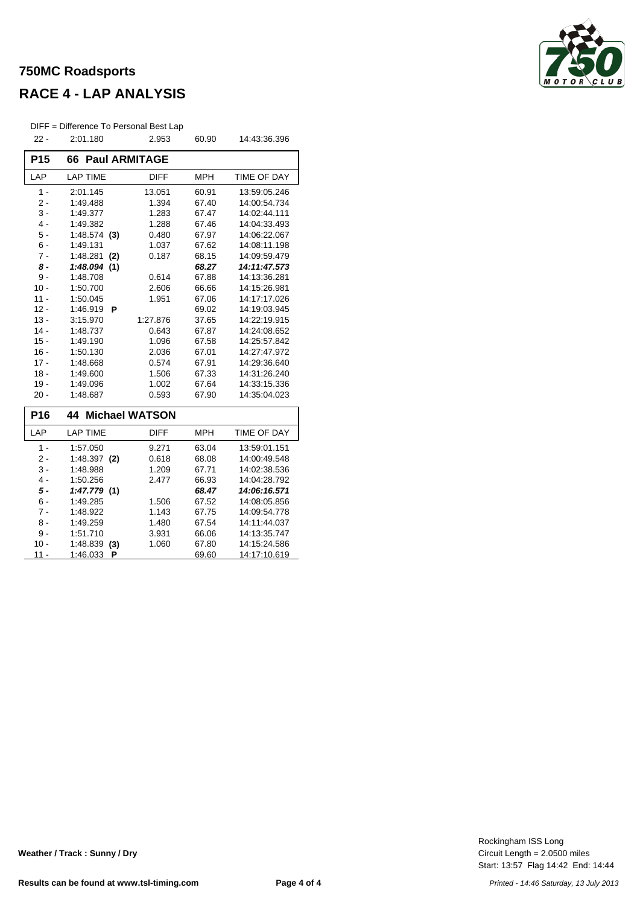# 750MC Roadsports

## RACE 4 - LAP ANALYSIS

DIFF = Difference To Personal Best Lap

| LAP | LAP TIME | DIFF | MPH | TIME OF DAY |
|---|---|---|---|---|
| 22 - | 2:01.180 | 2.953 | 60.90 | 14:43:36.396 |

### P15 66 Paul ARMITAGE

| LAP | LAP TIME | DIFF | MPH | TIME OF DAY |
|---|---|---|---|---|
| 1 - | 2:01.145 | 13.051 | 60.91 | 13:59:05.246 |
| 2 - | 1:49.488 | 1.394 | 67.40 | 14:00:54.734 |
| 3 - | 1:49.377 | 1.283 | 67.47 | 14:02:44.111 |
| 4 - | 1:49.382 | 1.288 | 67.46 | 14:04:33.493 |
| 5 - | 1:48.574 **(3)** | 0.480 | 67.97 | 14:06:22.067 |
| 6 - | 1:49.131 | 1.037 | 67.62 | 14:08:11.198 |
| 7 - | 1:48.281 **(2)** | 0.187 | 68.15 | 14:09:59.479 |
| ***8 -*** | ***1:48.094*** **(1)** | | ***68.27*** | ***14:11:47.573*** |
| 9 - | 1:48.708 | 0.614 | 67.88 | 14:13:36.281 |
| 10 - | 1:50.700 | 2.606 | 66.66 | 14:15:26.981 |
| 11 - | 1:50.045 | 1.951 | 67.06 | 14:17:17.026 |
| 12 - | 1:46.919 **P** | | 69.02 | 14:19:03.945 |
| 13 - | 3:15.970 | 1:27.876 | 37.65 | 14:22:19.915 |
| 14 - | 1:48.737 | 0.643 | 67.87 | 14:24:08.652 |
| 15 - | 1:49.190 | 1.096 | 67.58 | 14:25:57.842 |
| 16 - | 1:50.130 | 2.036 | 67.01 | 14:27:47.972 |
| 17 - | 1:48.668 | 0.574 | 67.91 | 14:29:36.640 |
| 18 - | 1:49.600 | 1.506 | 67.33 | 14:31:26.240 |
| 19 - | 1:49.096 | 1.002 | 67.64 | 14:33:15.336 |
| 20 - | 1:48.687 | 0.593 | 67.90 | 14:35:04.023 |

### P16 44 Michael WATSON

| LAP | LAP TIME | DIFF | MPH | TIME OF DAY |
|---|---|---|---|---|
| 1 - | 1:57.050 | 9.271 | 63.04 | 13:59:01.151 |
| 2 - | 1:48.397 **(2)** | 0.618 | 68.08 | 14:00:49.548 |
| 3 - | 1:48.988 | 1.209 | 67.71 | 14:02:38.536 |
| 4 - | 1:50.256 | 2.477 | 66.93 | 14:04:28.792 |
| ***5 -*** | ***1:47.779*** **(1)** | | ***68.47*** | ***14:06:16.571*** |
| 6 - | 1:49.285 | 1.506 | 67.52 | 14:08:05.856 |
| 7 - | 1:48.922 | 1.143 | 67.75 | 14:09:54.778 |
| 8 - | 1:49.259 | 1.480 | 67.54 | 14:11:44.037 |
| 9 - | 1:51.710 | 3.931 | 66.06 | 14:13:35.747 |
| 10 - | 1:48.839 **(3)** | 1.060 | 67.80 | 14:15:24.586 |
| 11 - | 1:46.033 **P** | | 69.60 | 14:17:10.619 |

**Weather / Track : Sunny / Dry**

Rockingham ISS Long
Circuit Length = 2.0500 miles
Start: 13:57 Flag 14:42 End: 14:44

**Results can be found at www.tsl-timing.com**

*Printed - 14:46 Saturday, 13 July 2013*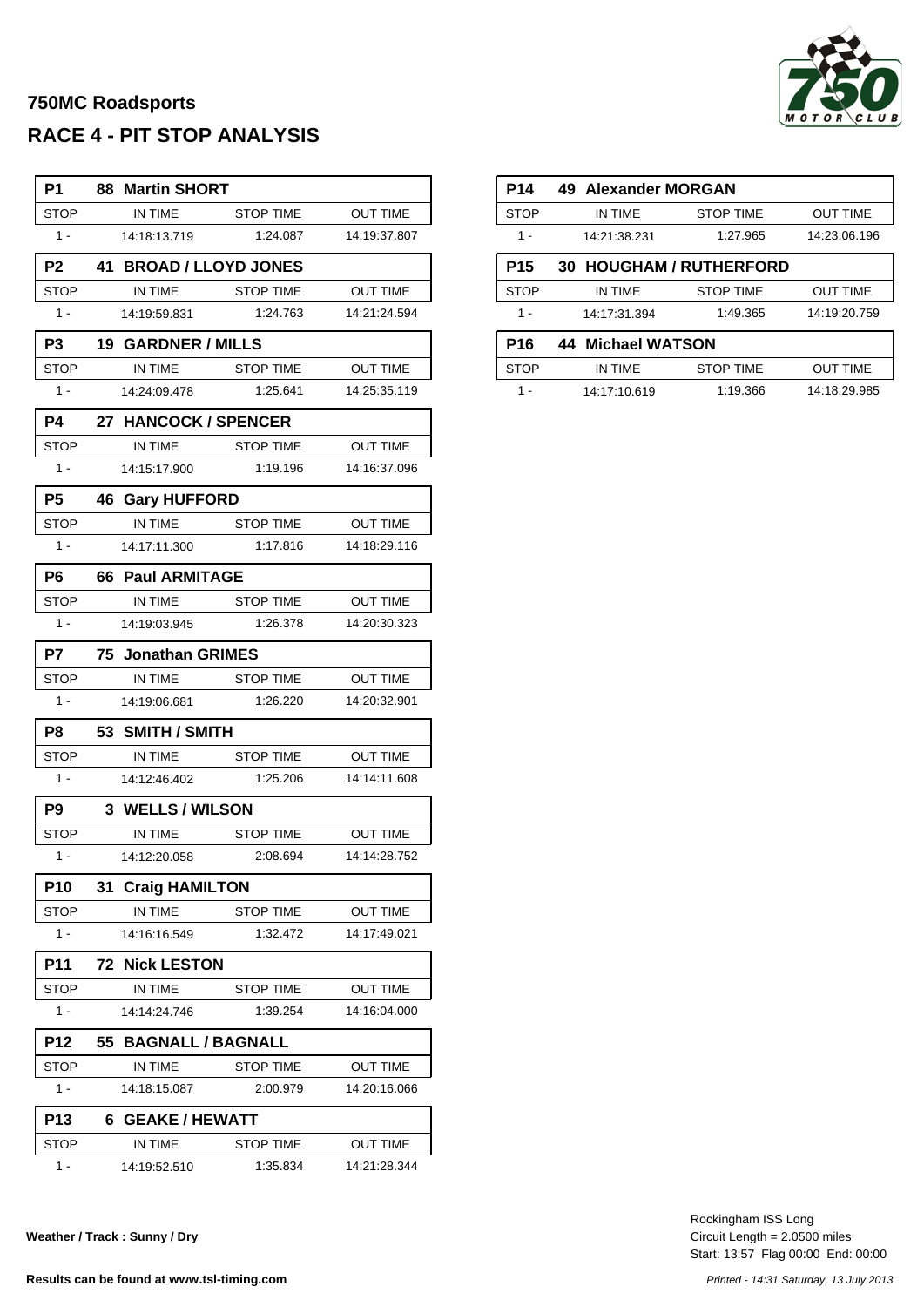# 750MC Roadsports

## RACE 4 - PIT STOP ANALYSIS

### P1 88 Martin SHORT

| STOP | IN TIME | STOP TIME | OUT TIME |
| --- | --- | --- | --- |
| 1 - | 14:18:13.719 | 1:24.087 | 14:19:37.807 |

### P2 41 BROAD / LLOYD JONES

| STOP | IN TIME | STOP TIME | OUT TIME |
| --- | --- | --- | --- |
| 1 - | 14:19:59.831 | 1:24.763 | 14:21:24.594 |

### P3 19 GARDNER / MILLS

| STOP | IN TIME | STOP TIME | OUT TIME |
| --- | --- | --- | --- |
| 1 - | 14:24:09.478 | 1:25.641 | 14:25:35.119 |

### P4 27 HANCOCK / SPENCER

| STOP | IN TIME | STOP TIME | OUT TIME |
| --- | --- | --- | --- |
| 1 - | 14:15:17.900 | 1:19.196 | 14:16:37.096 |

### P5 46 Gary HUFFORD

| STOP | IN TIME | STOP TIME | OUT TIME |
| --- | --- | --- | --- |
| 1 - | 14:17:11.300 | 1:17.816 | 14:18:29.116 |

### P6 66 Paul ARMITAGE

| STOP | IN TIME | STOP TIME | OUT TIME |
| --- | --- | --- | --- |
| 1 - | 14:19:03.945 | 1:26.378 | 14:20:30.323 |

### P7 75 Jonathan GRIMES

| STOP | IN TIME | STOP TIME | OUT TIME |
| --- | --- | --- | --- |
| 1 - | 14:19:06.681 | 1:26.220 | 14:20:32.901 |

### P8 53 SMITH / SMITH

| STOP | IN TIME | STOP TIME | OUT TIME |
| --- | --- | --- | --- |
| 1 - | 14:12:46.402 | 1:25.206 | 14:14:11.608 |

### P9 3 WELLS / WILSON

| STOP | IN TIME | STOP TIME | OUT TIME |
| --- | --- | --- | --- |
| 1 - | 14:12:20.058 | 2:08.694 | 14:14:28.752 |

### P10 31 Craig HAMILTON

| STOP | IN TIME | STOP TIME | OUT TIME |
| --- | --- | --- | --- |
| 1 - | 14:16:16.549 | 1:32.472 | 14:17:49.021 |

### P11 72 Nick LESTON

| STOP | IN TIME | STOP TIME | OUT TIME |
| --- | --- | --- | --- |
| 1 - | 14:14:24.746 | 1:39.254 | 14:16:04.000 |

### P12 55 BAGNALL / BAGNALL

| STOP | IN TIME | STOP TIME | OUT TIME |
| --- | --- | --- | --- |
| 1 - | 14:18:15.087 | 2:00.979 | 14:20:16.066 |

### P13 6 GEAKE / HEWATT

| STOP | IN TIME | STOP TIME | OUT TIME |
| --- | --- | --- | --- |
| 1 - | 14:19:52.510 | 1:35.834 | 14:21:28.344 |

### P14 49 Alexander MORGAN

| STOP | IN TIME | STOP TIME | OUT TIME |
| --- | --- | --- | --- |
| 1 - | 14:21:38.231 | 1:27.965 | 14:23:06.196 |

### P15 30 HOUGHAM / RUTHERFORD

| STOP | IN TIME | STOP TIME | OUT TIME |
| --- | --- | --- | --- |
| 1 - | 14:17:31.394 | 1:49.365 | 14:19:20.759 |

### P16 44 Michael WATSON

| STOP | IN TIME | STOP TIME | OUT TIME |
| --- | --- | --- | --- |
| 1 - | 14:17:10.619 | 1:19.366 | 14:18:29.985 |

**Weather / Track : Sunny / Dry**

Rockingham ISS Long
Circuit Length = 2.0500 miles
Start: 13:57 Flag 00:00 End: 00:00

**Results can be found at www.tsl-timing.com**

*Printed - 14:31 Saturday, 13 July 2013*